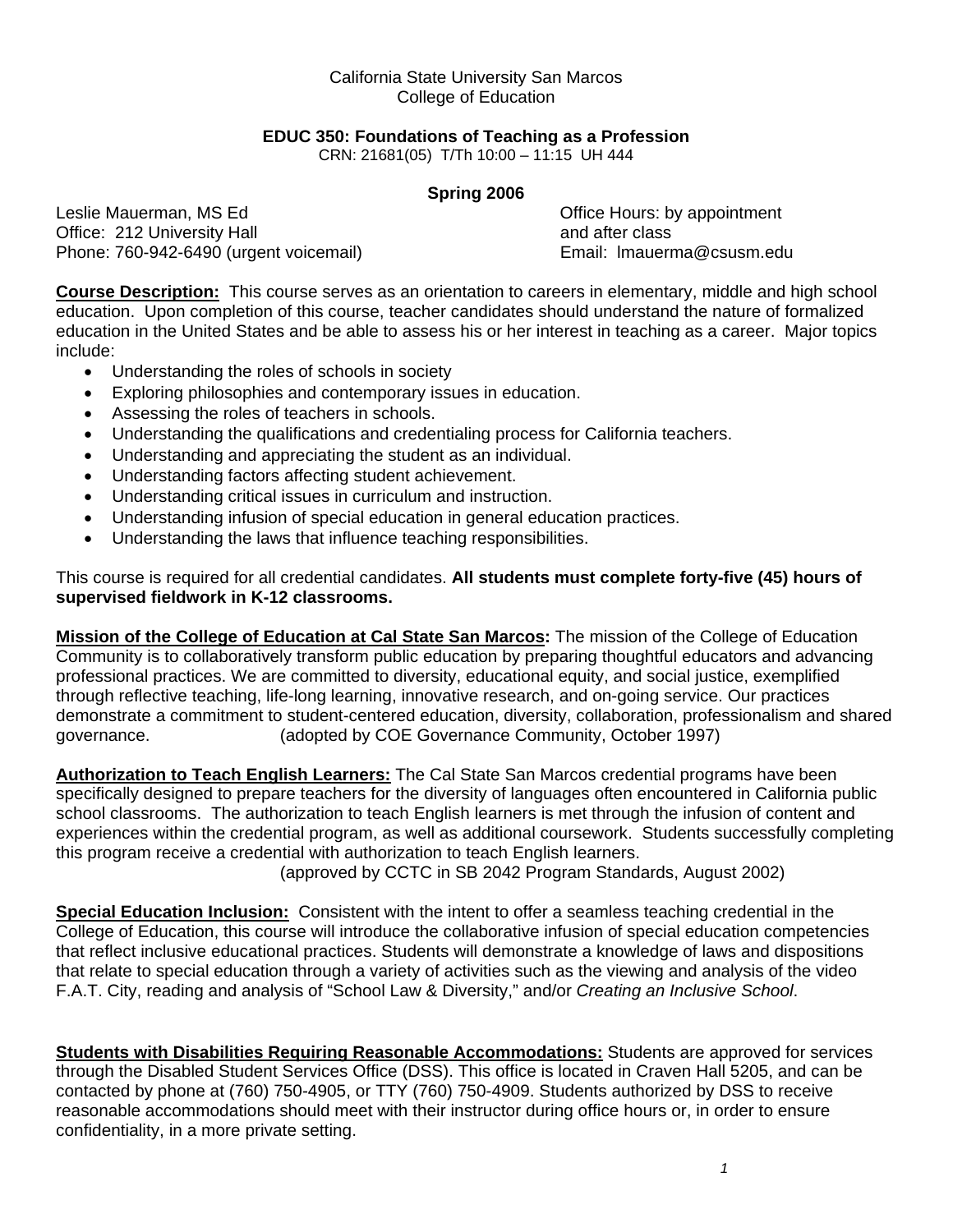California State University San Marcos
College of Education

# EDUC 350: Foundations of Teaching as a Profession

CRN: 21681(05) T/Th 10:00 – 11:15 UH 444

**Spring 2006**

Leslie Mauerman, MS Ed
Office: 212 University Hall
Phone: 760-942-6490 (urgent voicemail)

Office Hours: by appointment and after class
Email: lmauerma@csusm.edu

**Course Description:** This course serves as an orientation to careers in elementary, middle and high school education. Upon completion of this course, teacher candidates should understand the nature of formalized education in the United States and be able to assess his or her interest in teaching as a career. Major topics include:

- Understanding the roles of schools in society
- Exploring philosophies and contemporary issues in education.
- Assessing the roles of teachers in schools.
- Understanding the qualifications and credentialing process for California teachers.
- Understanding and appreciating the student as an individual.
- Understanding factors affecting student achievement.
- Understanding critical issues in curriculum and instruction.
- Understanding infusion of special education in general education practices.
- Understanding the laws that influence teaching responsibilities.

This course is required for all credential candidates. **All students must complete forty-five (45) hours of supervised fieldwork in K-12 classrooms.**

**Mission of the College of Education at Cal State San Marcos:** The mission of the College of Education Community is to collaboratively transform public education by preparing thoughtful educators and advancing professional practices. We are committed to diversity, educational equity, and social justice, exemplified through reflective teaching, life-long learning, innovative research, and on-going service. Our practices demonstrate a commitment to student-centered education, diversity, collaboration, professionalism and shared governance. (adopted by COE Governance Community, October 1997)

**Authorization to Teach English Learners:** The Cal State San Marcos credential programs have been specifically designed to prepare teachers for the diversity of languages often encountered in California public school classrooms. The authorization to teach English learners is met through the infusion of content and experiences within the credential program, as well as additional coursework. Students successfully completing this program receive a credential with authorization to teach English learners.
(approved by CCTC in SB 2042 Program Standards, August 2002)

**Special Education Inclusion:** Consistent with the intent to offer a seamless teaching credential in the College of Education, this course will introduce the collaborative infusion of special education competencies that reflect inclusive educational practices. Students will demonstrate a knowledge of laws and dispositions that relate to special education through a variety of activities such as the viewing and analysis of the video F.A.T. City, reading and analysis of "School Law & Diversity," and/or *Creating an Inclusive School*.

**Students with Disabilities Requiring Reasonable Accommodations:** Students are approved for services through the Disabled Student Services Office (DSS). This office is located in Craven Hall 5205, and can be contacted by phone at (760) 750-4905, or TTY (760) 750-4909. Students authorized by DSS to receive reasonable accommodations should meet with their instructor during office hours or, in order to ensure confidentiality, in a more private setting.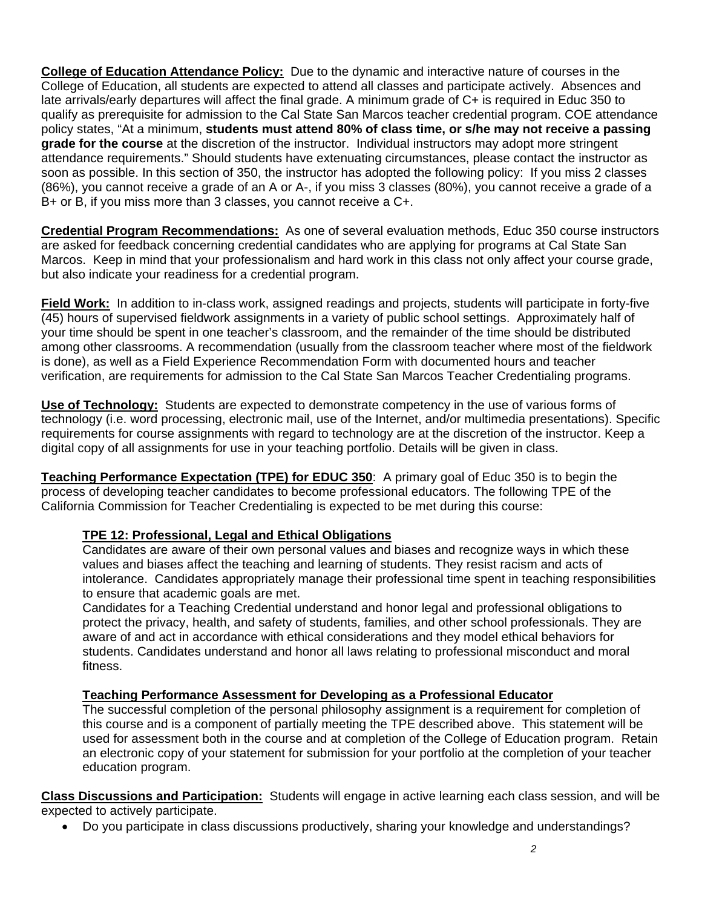**College of Education Attendance Policy:** Due to the dynamic and interactive nature of courses in the College of Education, all students are expected to attend all classes and participate actively. Absences and late arrivals/early departures will affect the final grade. A minimum grade of C+ is required in Educ 350 to qualify as prerequisite for admission to the Cal State San Marcos teacher credential program. COE attendance policy states, "At a minimum, **students must attend 80% of class time, or s/he may not receive a passing grade for the course** at the discretion of the instructor. Individual instructors may adopt more stringent attendance requirements." Should students have extenuating circumstances, please contact the instructor as soon as possible. In this section of 350, the instructor has adopted the following policy: If you miss 2 classes (86%), you cannot receive a grade of an A or A-, if you miss 3 classes (80%), you cannot receive a grade of a B+ or B, if you miss more than 3 classes, you cannot receive a C+.

**Credential Program Recommendations:** As one of several evaluation methods, Educ 350 course instructors are asked for feedback concerning credential candidates who are applying for programs at Cal State San Marcos. Keep in mind that your professionalism and hard work in this class not only affect your course grade, but also indicate your readiness for a credential program.

**Field Work:** In addition to in-class work, assigned readings and projects, students will participate in forty-five (45) hours of supervised fieldwork assignments in a variety of public school settings. Approximately half of your time should be spent in one teacher's classroom, and the remainder of the time should be distributed among other classrooms. A recommendation (usually from the classroom teacher where most of the fieldwork is done), as well as a Field Experience Recommendation Form with documented hours and teacher verification, are requirements for admission to the Cal State San Marcos Teacher Credentialing programs.

**Use of Technology:** Students are expected to demonstrate competency in the use of various forms of technology (i.e. word processing, electronic mail, use of the Internet, and/or multimedia presentations). Specific requirements for course assignments with regard to technology are at the discretion of the instructor. Keep a digital copy of all assignments for use in your teaching portfolio. Details will be given in class.

**Teaching Performance Expectation (TPE) for EDUC 350**: A primary goal of Educ 350 is to begin the process of developing teacher candidates to become professional educators. The following TPE of the California Commission for Teacher Credentialing is expected to be met during this course:

**TPE 12: Professional, Legal and Ethical Obligations**

Candidates are aware of their own personal values and biases and recognize ways in which these values and biases affect the teaching and learning of students. They resist racism and acts of intolerance. Candidates appropriately manage their professional time spent in teaching responsibilities to ensure that academic goals are met.

Candidates for a Teaching Credential understand and honor legal and professional obligations to protect the privacy, health, and safety of students, families, and other school professionals. They are aware of and act in accordance with ethical considerations and they model ethical behaviors for students. Candidates understand and honor all laws relating to professional misconduct and moral fitness.

**Teaching Performance Assessment for Developing as a Professional Educator**

The successful completion of the personal philosophy assignment is a requirement for completion of this course and is a component of partially meeting the TPE described above. This statement will be used for assessment both in the course and at completion of the College of Education program. Retain an electronic copy of your statement for submission for your portfolio at the completion of your teacher education program.

**Class Discussions and Participation:** Students will engage in active learning each class session, and will be expected to actively participate.

- Do you participate in class discussions productively, sharing your knowledge and understandings?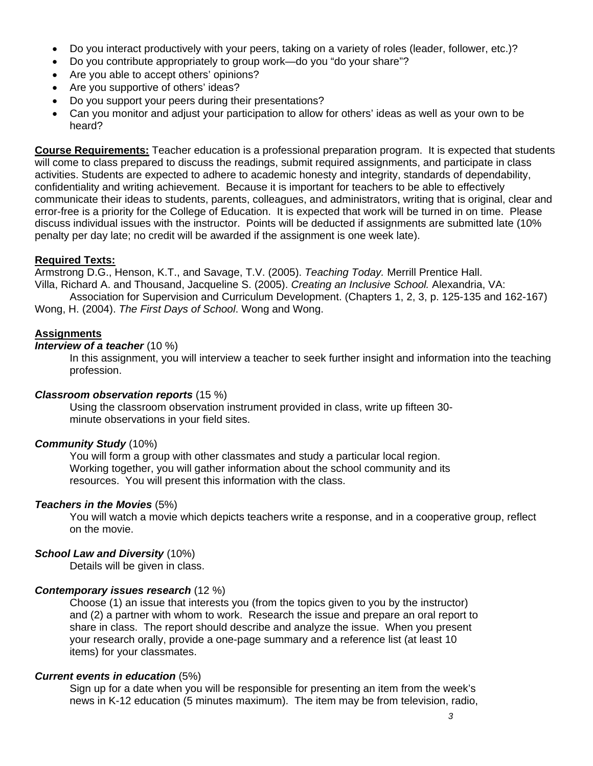- Do you interact productively with your peers, taking on a variety of roles (leader, follower, etc.)?
- Do you contribute appropriately to group work—do you "do your share"?
- Are you able to accept others' opinions?
- Are you supportive of others' ideas?
- Do you support your peers during their presentations?
- Can you monitor and adjust your participation to allow for others' ideas as well as your own to be heard?

**Course Requirements:** Teacher education is a professional preparation program. It is expected that students will come to class prepared to discuss the readings, submit required assignments, and participate in class activities. Students are expected to adhere to academic honesty and integrity, standards of dependability, confidentiality and writing achievement. Because it is important for teachers to be able to effectively communicate their ideas to students, parents, colleagues, and administrators, writing that is original, clear and error-free is a priority for the College of Education. It is expected that work will be turned in on time. Please discuss individual issues with the instructor. Points will be deducted if assignments are submitted late (10% penalty per day late; no credit will be awarded if the assignment is one week late).

**Required Texts:**

Armstrong D.G., Henson, K.T., and Savage, T.V. (2005). *Teaching Today.* Merrill Prentice Hall.

Villa, Richard A. and Thousand, Jacqueline S. (2005). *Creating an Inclusive School.* Alexandria, VA: Association for Supervision and Curriculum Development. (Chapters 1, 2, 3, p. 125-135 and 162-167)

Wong, H. (2004). *The First Days of School*. Wong and Wong.

**Assignments**

***Interview of a teacher*** (10 %)

In this assignment, you will interview a teacher to seek further insight and information into the teaching profession.

***Classroom observation reports*** (15 %)

Using the classroom observation instrument provided in class, write up fifteen 30-minute observations in your field sites.

***Community Study*** (10%)

You will form a group with other classmates and study a particular local region. Working together, you will gather information about the school community and its resources. You will present this information with the class.

***Teachers in the Movies*** (5%)

You will watch a movie which depicts teachers write a response, and in a cooperative group, reflect on the movie.

***School Law and Diversity*** (10%)

Details will be given in class.

***Contemporary issues research*** (12 %)

Choose (1) an issue that interests you (from the topics given to you by the instructor) and (2) a partner with whom to work. Research the issue and prepare an oral report to share in class. The report should describe and analyze the issue. When you present your research orally, provide a one-page summary and a reference list (at least 10 items) for your classmates.

***Current events in education*** (5%)

Sign up for a date when you will be responsible for presenting an item from the week's news in K-12 education (5 minutes maximum). The item may be from television, radio,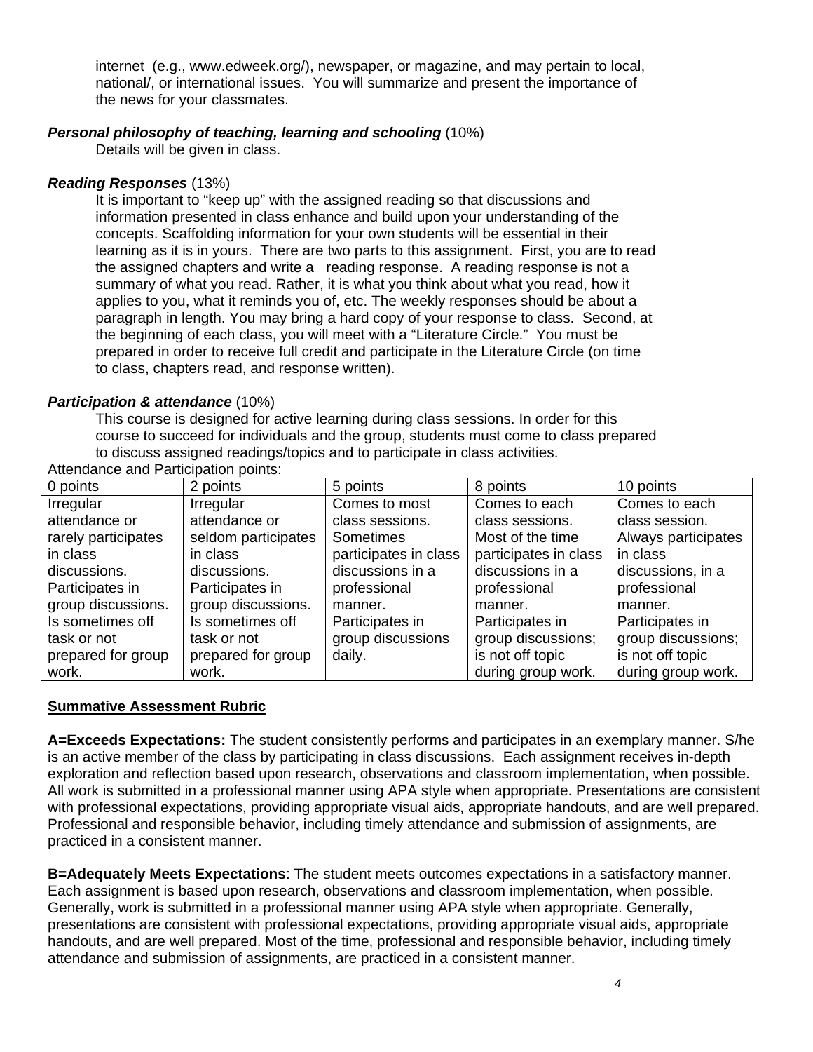internet (e.g., www.edweek.org/), newspaper, or magazine, and may pertain to local, national/, or international issues. You will summarize and present the importance of the news for your classmates.

***Personal philosophy of teaching, learning and schooling*** (10%)

Details will be given in class.

***Reading Responses*** (13%)

It is important to "keep up" with the assigned reading so that discussions and information presented in class enhance and build upon your understanding of the concepts. Scaffolding information for your own students will be essential in their learning as it is in yours. There are two parts to this assignment. First, you are to read the assigned chapters and write a reading response. A reading response is not a summary of what you read. Rather, it is what you think about what you read, how it applies to you, what it reminds you of, etc. The weekly responses should be about a paragraph in length. You may bring a hard copy of your response to class. Second, at the beginning of each class, you will meet with a "Literature Circle." You must be prepared in order to receive full credit and participate in the Literature Circle (on time to class, chapters read, and response written).

***Participation & attendance*** (10%)

This course is designed for active learning during class sessions. In order for this course to succeed for individuals and the group, students must come to class prepared to discuss assigned readings/topics and to participate in class activities.

Attendance and Participation points:

| 0 points | 2 points | 5 points | 8 points | 10 points |
|---|---|---|---|---|
| Irregular attendance or rarely participates in class discussions. Participates in group discussions. Is sometimes off task or not prepared for group work. | Irregular attendance or seldom participates in class discussions. Participates in group discussions. Is sometimes off task or not prepared for group work. | Comes to most class sessions. Sometimes participates in class discussions in a professional manner. Participates in group discussions daily. | Comes to each class sessions. Most of the time participates in class discussions in a professional manner. Participates in group discussions; is not off topic during group work. | Comes to each class session. Always participates in class discussions, in a professional manner. Participates in group discussions; is not off topic during group work. |

## <u>Summative Assessment Rubric</u>

**A=Exceeds Expectations:** The student consistently performs and participates in an exemplary manner. S/he is an active member of the class by participating in class discussions. Each assignment receives in-depth exploration and reflection based upon research, observations and classroom implementation, when possible. All work is submitted in a professional manner using APA style when appropriate. Presentations are consistent with professional expectations, providing appropriate visual aids, appropriate handouts, and are well prepared. Professional and responsible behavior, including timely attendance and submission of assignments, are practiced in a consistent manner.

**B=Adequately Meets Expectations**: The student meets outcomes expectations in a satisfactory manner. Each assignment is based upon research, observations and classroom implementation, when possible. Generally, work is submitted in a professional manner using APA style when appropriate. Generally, presentations are consistent with professional expectations, providing appropriate visual aids, appropriate handouts, and are well prepared. Most of the time, professional and responsible behavior, including timely attendance and submission of assignments, are practiced in a consistent manner.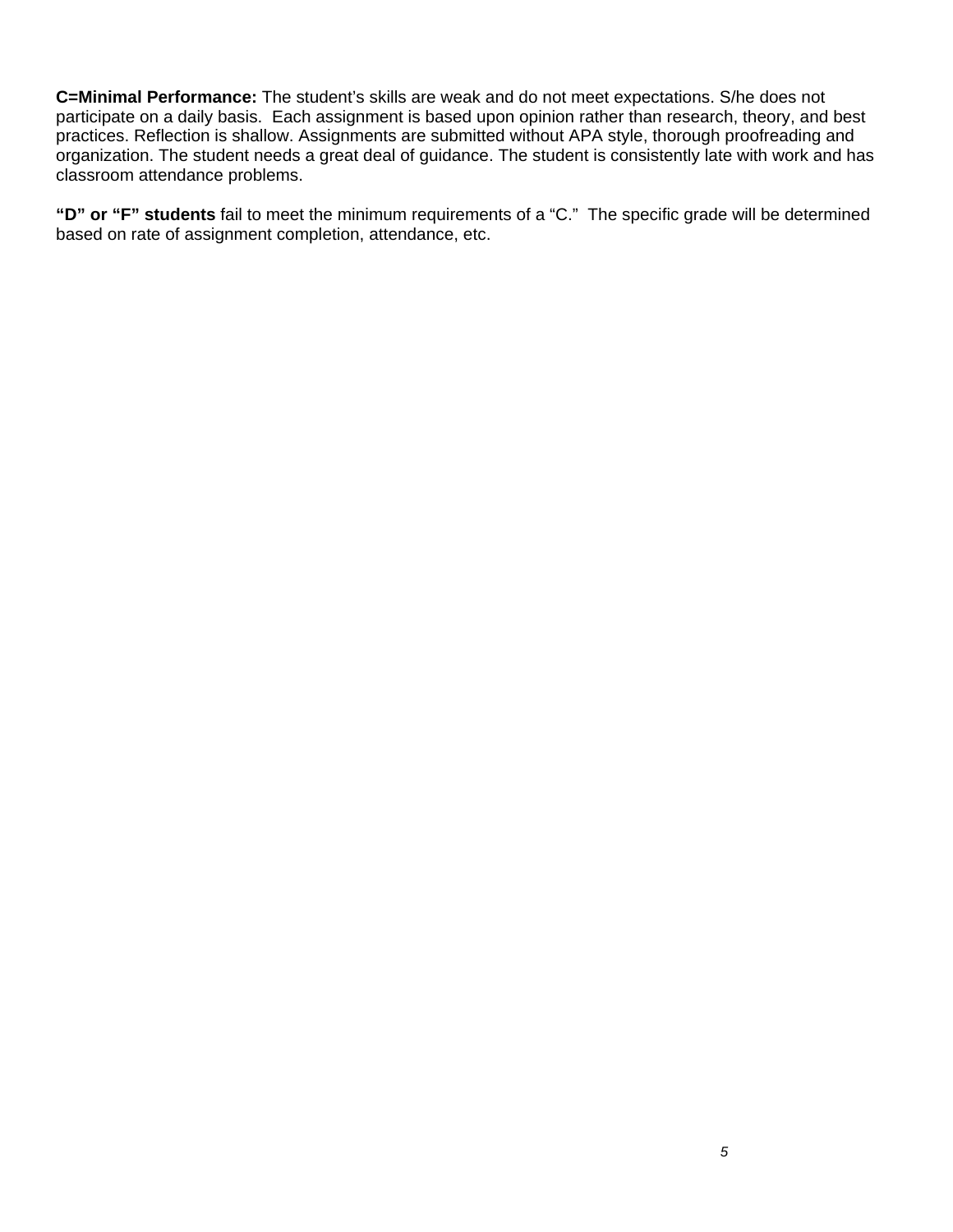**C=Minimal Performance:** The student's skills are weak and do not meet expectations. S/he does not participate on a daily basis. Each assignment is based upon opinion rather than research, theory, and best practices. Reflection is shallow. Assignments are submitted without APA style, thorough proofreading and organization. The student needs a great deal of guidance. The student is consistently late with work and has classroom attendance problems.

**"D" or "F" students** fail to meet the minimum requirements of a "C." The specific grade will be determined based on rate of assignment completion, attendance, etc.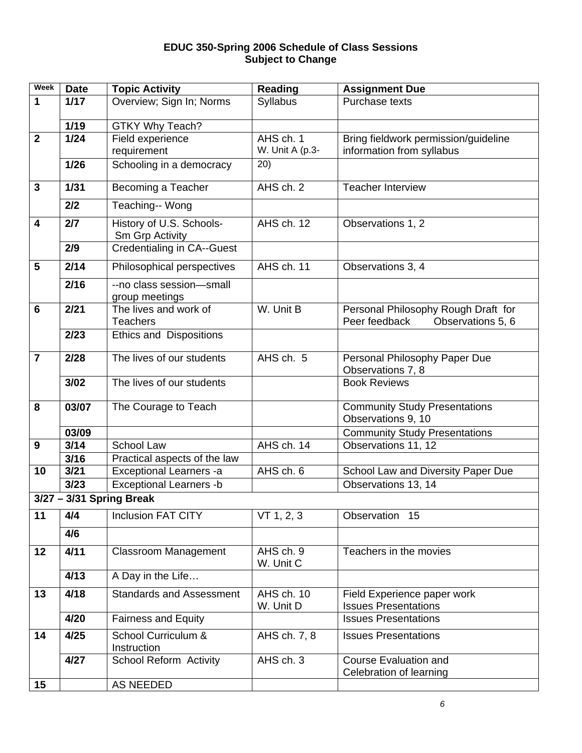**EDUC 350-Spring 2006 Schedule of Class Sessions**
**Subject to Change**

| Week | Date | Topic Activity | Reading | Assignment Due |
|---|---|---|---|---|
| 1 | 1/17 | Overview; Sign In; Norms | Syllabus | Purchase texts |
| | 1/19 | GTKY Why Teach? | | |
| 2 | 1/24 | Field experience requirement | AHS ch. 1 W. Unit A (p.3- | Bring fieldwork permission/guideline information from syllabus |
| | 1/26 | Schooling in a democracy | 20) | |
| 3 | 1/31 | Becoming a Teacher | AHS ch. 2 | Teacher Interview |
| | 2/2 | Teaching-- Wong | | |
| 4 | 2/7 | History of U.S. Schools- Sm Grp Activity | AHS ch. 12 | Observations 1, 2 |
| | 2/9 | Credentialing in CA--Guest | | |
| 5 | 2/14 | Philosophical perspectives | AHS ch. 11 | Observations 3, 4 |
| | 2/16 | --no class session—small group meetings | | |
| 6 | 2/21 | The lives and work of Teachers | W. Unit B | Personal Philosophy Rough Draft for Peer feedback Observations 5, 6 |
| | 2/23 | Ethics and Dispositions | | |
| 7 | 2/28 | The lives of our students | AHS ch. 5 | Personal Philosophy Paper Due Observations 7, 8 |
| | 3/02 | The lives of our students | | Book Reviews |
| 8 | 03/07 | The Courage to Teach | | Community Study Presentations Observations 9, 10 |
| | 03/09 | | | Community Study Presentations |
| 9 | 3/14 | School Law | AHS ch. 14 | Observations 11, 12 |
| | 3/16 | Practical aspects of the law | | |
| 10 | 3/21 | Exceptional Learners -a | AHS ch. 6 | School Law and Diversity Paper Due |
| | 3/23 | Exceptional Learners -b | | Observations 13, 14 |
| **3/27 – 3/31 Spring Break** | | | | |
| 11 | 4/4 | Inclusion FAT CITY | VT 1, 2, 3 | Observation 15 |
| | 4/6 | | | |
| 12 | 4/11 | Classroom Management | AHS ch. 9 W. Unit C | Teachers in the movies |
| | 4/13 | A Day in the Life… | | |
| 13 | 4/18 | Standards and Assessment | AHS ch. 10 W. Unit D | Field Experience paper work Issues Presentations |
| | 4/20 | Fairness and Equity | | Issues Presentations |
| 14 | 4/25 | School Curriculum & Instruction | AHS ch. 7, 8 | Issues Presentations |
| | 4/27 | School Reform Activity | AHS ch. 3 | Course Evaluation and Celebration of learning |
| 15 | | AS NEEDED | | |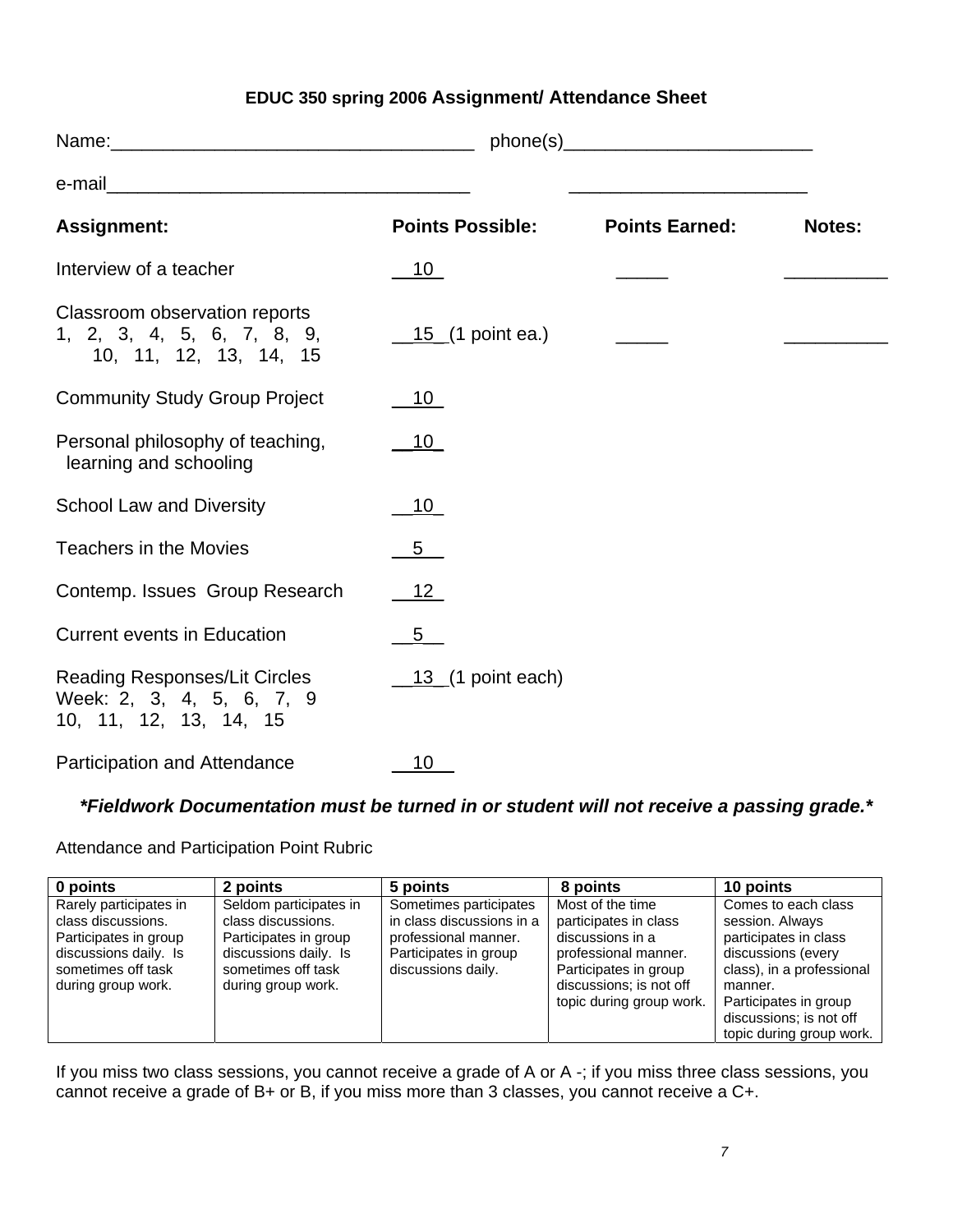# EDUC 350 spring 2006 Assignment/ Attendance Sheet

Name:___________________________________ phone(s)________________________

e-mail___________________________________ _______________________

| Assignment: | Points Possible: | Points Earned: | Notes: |
|---|---|---|---|
| Interview of a teacher | 10 | _____ | __________ |
| Classroom observation reports 1, 2, 3, 4, 5, 6, 7, 8, 9, 10, 11, 12, 13, 14, 15 | 15 (1 point ea.) | _____ | __________ |
| Community Study Group Project | 10 | | |
| Personal philosophy of teaching, learning and schooling | 10 | | |
| School Law and Diversity | 10 | | |
| Teachers in the Movies | 5 | | |
| Contemp. Issues Group Research | 12 | | |
| Current events in Education | 5 | | |
| Reading Responses/Lit Circles Week: 2, 3, 4, 5, 6, 7, 9 10, 11, 12, 13, 14, 15 | 13 (1 point each) | | |
| Participation and Attendance | 10 | | |

***\*Fieldwork Documentation must be turned in or student will not receive a passing grade.\****

Attendance and Participation Point Rubric

| 0 points | 2 points | 5 points | 8 points | 10 points |
|---|---|---|---|---|
| Rarely participates in class discussions. Participates in group discussions daily. Is sometimes off task during group work. | Seldom participates in class discussions. Participates in group discussions daily. Is sometimes off task during group work. | Sometimes participates in class discussions in a professional manner. Participates in group discussions daily. | Most of the time participates in class discussions in a professional manner. Participates in group discussions; is not off topic during group work. | Comes to each class session. Always participates in class discussions (every class), in a professional manner. Participates in group discussions; is not off topic during group work. |

If you miss two class sessions, you cannot receive a grade of A or A -; if you miss three class sessions, you cannot receive a grade of B+ or B, if you miss more than 3 classes, you cannot receive a C+.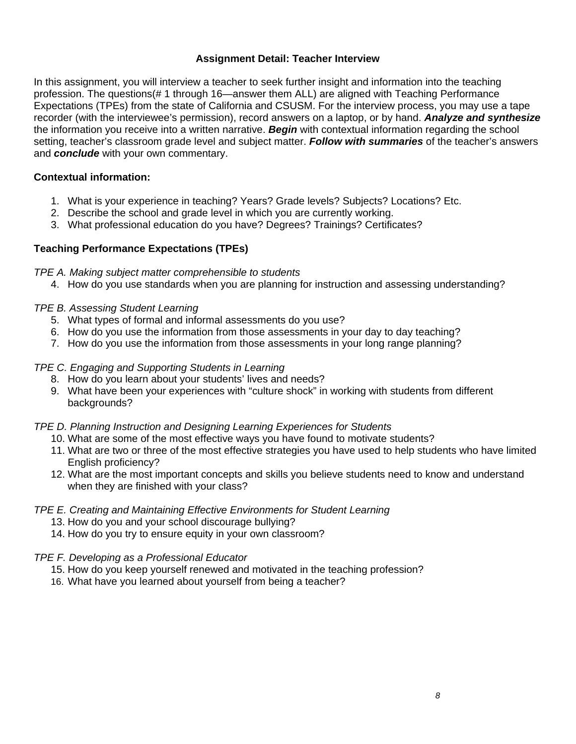## Assignment Detail: Teacher Interview

In this assignment, you will interview a teacher to seek further insight and information into the teaching profession. The questions(# 1 through 16—answer them ALL) are aligned with Teaching Performance Expectations (TPEs) from the state of California and CSUSM. For the interview process, you may use a tape recorder (with the interviewee's permission), record answers on a laptop, or by hand. ***Analyze and synthesize*** the information you receive into a written narrative. ***Begin*** with contextual information regarding the school setting, teacher's classroom grade level and subject matter. ***Follow with summaries*** of the teacher's answers and ***conclude*** with your own commentary.

### Contextual information:

1. What is your experience in teaching? Years? Grade levels? Subjects? Locations? Etc.
2. Describe the school and grade level in which you are currently working.
3. What professional education do you have? Degrees? Trainings? Certificates?

### Teaching Performance Expectations (TPEs)

*TPE A. Making subject matter comprehensible to students*

4. How do you use standards when you are planning for instruction and assessing understanding?

*TPE B. Assessing Student Learning*

5. What types of formal and informal assessments do you use?
6. How do you use the information from those assessments in your day to day teaching?
7. How do you use the information from those assessments in your long range planning?

*TPE C. Engaging and Supporting Students in Learning*

8. How do you learn about your students' lives and needs?
9. What have been your experiences with "culture shock" in working with students from different backgrounds?

*TPE D. Planning Instruction and Designing Learning Experiences for Students*

10. What are some of the most effective ways you have found to motivate students?
11. What are two or three of the most effective strategies you have used to help students who have limited English proficiency?
12. What are the most important concepts and skills you believe students need to know and understand when they are finished with your class?

*TPE E. Creating and Maintaining Effective Environments for Student Learning*

13. How do you and your school discourage bullying?
14. How do you try to ensure equity in your own classroom?

*TPE F. Developing as a Professional Educator*

15. How do you keep yourself renewed and motivated in the teaching profession?
16. What have you learned about yourself from being a teacher?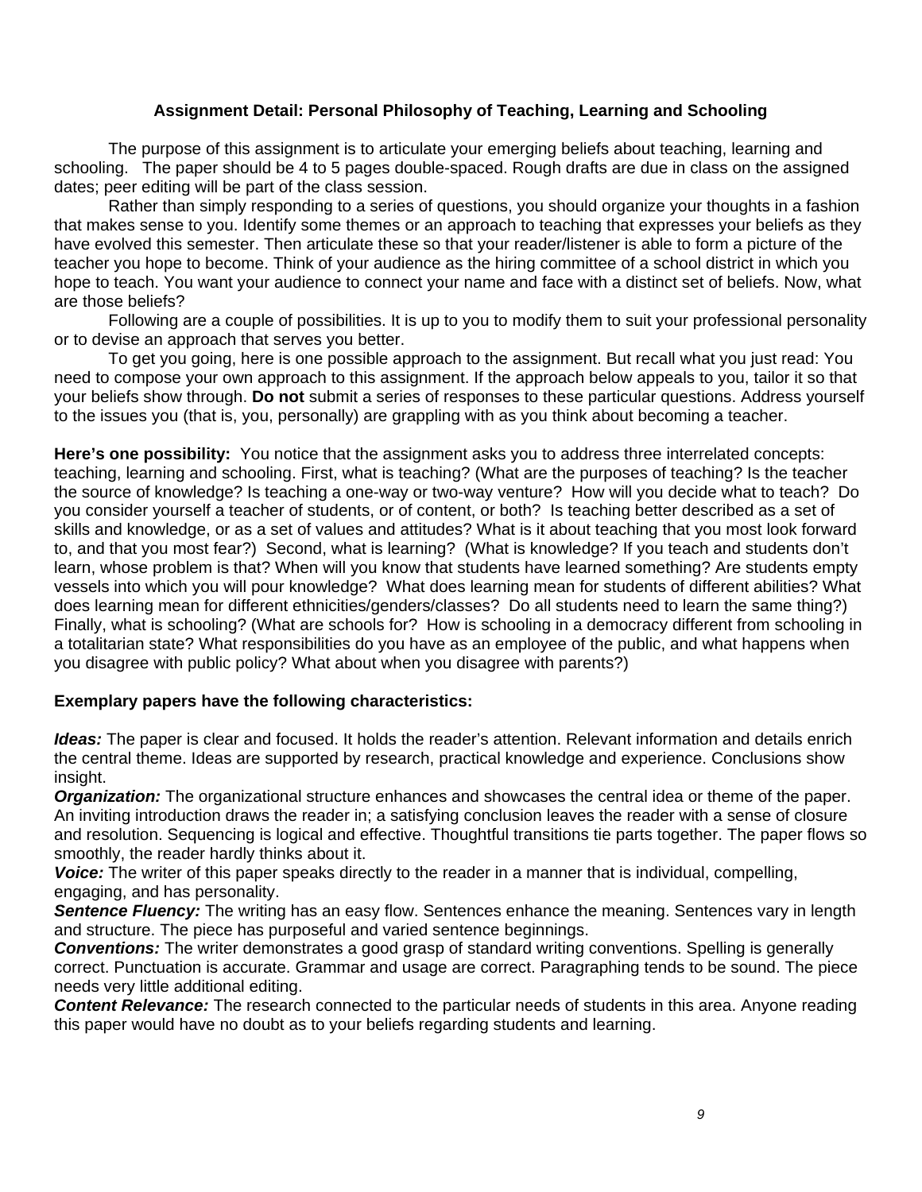### Assignment Detail: Personal Philosophy of Teaching, Learning and Schooling

The purpose of this assignment is to articulate your emerging beliefs about teaching, learning and schooling. The paper should be 4 to 5 pages double-spaced. Rough drafts are due in class on the assigned dates; peer editing will be part of the class session.

Rather than simply responding to a series of questions, you should organize your thoughts in a fashion that makes sense to you. Identify some themes or an approach to teaching that expresses your beliefs as they have evolved this semester. Then articulate these so that your reader/listener is able to form a picture of the teacher you hope to become. Think of your audience as the hiring committee of a school district in which you hope to teach. You want your audience to connect your name and face with a distinct set of beliefs. Now, what are those beliefs?

Following are a couple of possibilities. It is up to you to modify them to suit your professional personality or to devise an approach that serves you better.

To get you going, here is one possible approach to the assignment. But recall what you just read: You need to compose your own approach to this assignment. If the approach below appeals to you, tailor it so that your beliefs show through. **Do not** submit a series of responses to these particular questions. Address yourself to the issues you (that is, you, personally) are grappling with as you think about becoming a teacher.

**Here's one possibility:** You notice that the assignment asks you to address three interrelated concepts: teaching, learning and schooling. First, what is teaching? (What are the purposes of teaching? Is the teacher the source of knowledge? Is teaching a one-way or two-way venture? How will you decide what to teach? Do you consider yourself a teacher of students, or of content, or both? Is teaching better described as a set of skills and knowledge, or as a set of values and attitudes? What is it about teaching that you most look forward to, and that you most fear?) Second, what is learning? (What is knowledge? If you teach and students don't learn, whose problem is that? When will you know that students have learned something? Are students empty vessels into which you will pour knowledge? What does learning mean for students of different abilities? What does learning mean for different ethnicities/genders/classes? Do all students need to learn the same thing?) Finally, what is schooling? (What are schools for? How is schooling in a democracy different from schooling in a totalitarian state? What responsibilities do you have as an employee of the public, and what happens when you disagree with public policy? What about when you disagree with parents?)

**Exemplary papers have the following characteristics:**

***Ideas:*** The paper is clear and focused. It holds the reader's attention. Relevant information and details enrich the central theme. Ideas are supported by research, practical knowledge and experience. Conclusions show insight.
***Organization:*** The organizational structure enhances and showcases the central idea or theme of the paper. An inviting introduction draws the reader in; a satisfying conclusion leaves the reader with a sense of closure and resolution. Sequencing is logical and effective. Thoughtful transitions tie parts together. The paper flows so smoothly, the reader hardly thinks about it.
***Voice:*** The writer of this paper speaks directly to the reader in a manner that is individual, compelling, engaging, and has personality.
***Sentence Fluency:*** The writing has an easy flow. Sentences enhance the meaning. Sentences vary in length and structure. The piece has purposeful and varied sentence beginnings.
***Conventions:*** The writer demonstrates a good grasp of standard writing conventions. Spelling is generally correct. Punctuation is accurate. Grammar and usage are correct. Paragraphing tends to be sound. The piece needs very little additional editing.
***Content Relevance:*** The research connected to the particular needs of students in this area. Anyone reading this paper would have no doubt as to your beliefs regarding students and learning.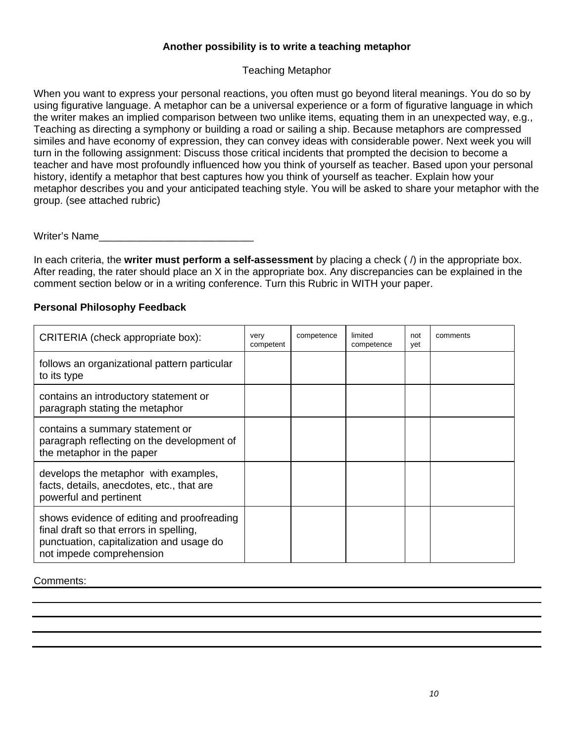**Another possibility is to write a teaching metaphor**

Teaching Metaphor

When you want to express your personal reactions, you often must go beyond literal meanings. You do so by using figurative language. A metaphor can be a universal experience or a form of figurative language in which the writer makes an implied comparison between two unlike items, equating them in an unexpected way, e.g., Teaching as directing a symphony or building a road or sailing a ship. Because metaphors are compressed similes and have economy of expression, they can convey ideas with considerable power. Next week you will turn in the following assignment: Discuss those critical incidents that prompted the decision to become a teacher and have most profoundly influenced how you think of yourself as teacher. Based upon your personal history, identify a metaphor that best captures how you think of yourself as teacher. Explain how your metaphor describes you and your anticipated teaching style. You will be asked to share your metaphor with the group. (see attached rubric)

Writer's Name___________________________

In each criteria, the **writer must perform a self-assessment** by placing a check ( /) in the appropriate box. After reading, the rater should place an X in the appropriate box. Any discrepancies can be explained in the comment section below or in a writing conference. Turn this Rubric in WITH your paper.

**Personal Philosophy Feedback**

| CRITERIA (check appropriate box): | very competent | competence | limited competence | not yet | comments |
|---|---|---|---|---|---|
| follows an organizational pattern particular to its type | | | | | |
| contains an introductory statement or paragraph stating the metaphor | | | | | |
| contains a summary statement or paragraph reflecting on the development of the metaphor in the paper | | | | | |
| develops the metaphor with examples, facts, details, anecdotes, etc., that are powerful and pertinent | | | | | |
| shows evidence of editing and proofreading final draft so that errors in spelling, punctuation, capitalization and usage do not impede comprehension | | | | | |

Comments: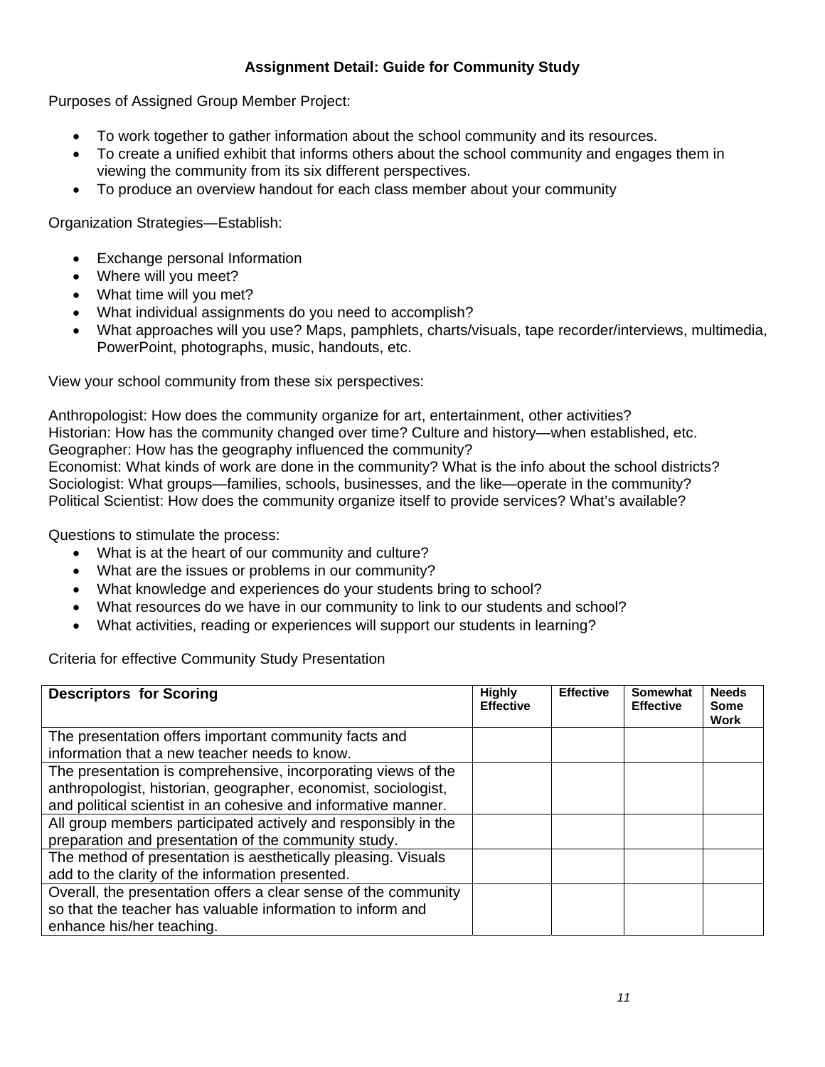### Assignment Detail: Guide for Community Study

Purposes of Assigned Group Member Project:

- To work together to gather information about the school community and its resources.
- To create a unified exhibit that informs others about the school community and engages them in viewing the community from its six different perspectives.
- To produce an overview handout for each class member about your community

Organization Strategies—Establish:

- Exchange personal Information
- Where will you meet?
- What time will you met?
- What individual assignments do you need to accomplish?
- What approaches will you use? Maps, pamphlets, charts/visuals, tape recorder/interviews, multimedia, PowerPoint, photographs, music, handouts, etc.

View your school community from these six perspectives:

Anthropologist: How does the community organize for art, entertainment, other activities?
Historian: How has the community changed over time? Culture and history—when established, etc.
Geographer: How has the geography influenced the community?
Economist: What kinds of work are done in the community? What is the info about the school districts?
Sociologist: What groups—families, schools, businesses, and the like—operate in the community?
Political Scientist: How does the community organize itself to provide services? What's available?

Questions to stimulate the process:

- What is at the heart of our community and culture?
- What are the issues or problems in our community?
- What knowledge and experiences do your students bring to school?
- What resources do we have in our community to link to our students and school?
- What activities, reading or experiences will support our students in learning?

Criteria for effective Community Study Presentation

| **Descriptors for Scoring** | **Highly Effective** | **Effective** | **Somewhat Effective** | **Needs Some Work** |
|---|---|---|---|---|
| The presentation offers important community facts and information that a new teacher needs to know. | | | | |
| The presentation is comprehensive, incorporating views of the anthropologist, historian, geographer, economist, sociologist, and political scientist in an cohesive and informative manner. | | | | |
| All group members participated actively and responsibly in the preparation and presentation of the community study. | | | | |
| The method of presentation is aesthetically pleasing. Visuals add to the clarity of the information presented. | | | | |
| Overall, the presentation offers a clear sense of the community so that the teacher has valuable information to inform and enhance his/her teaching. | | | | |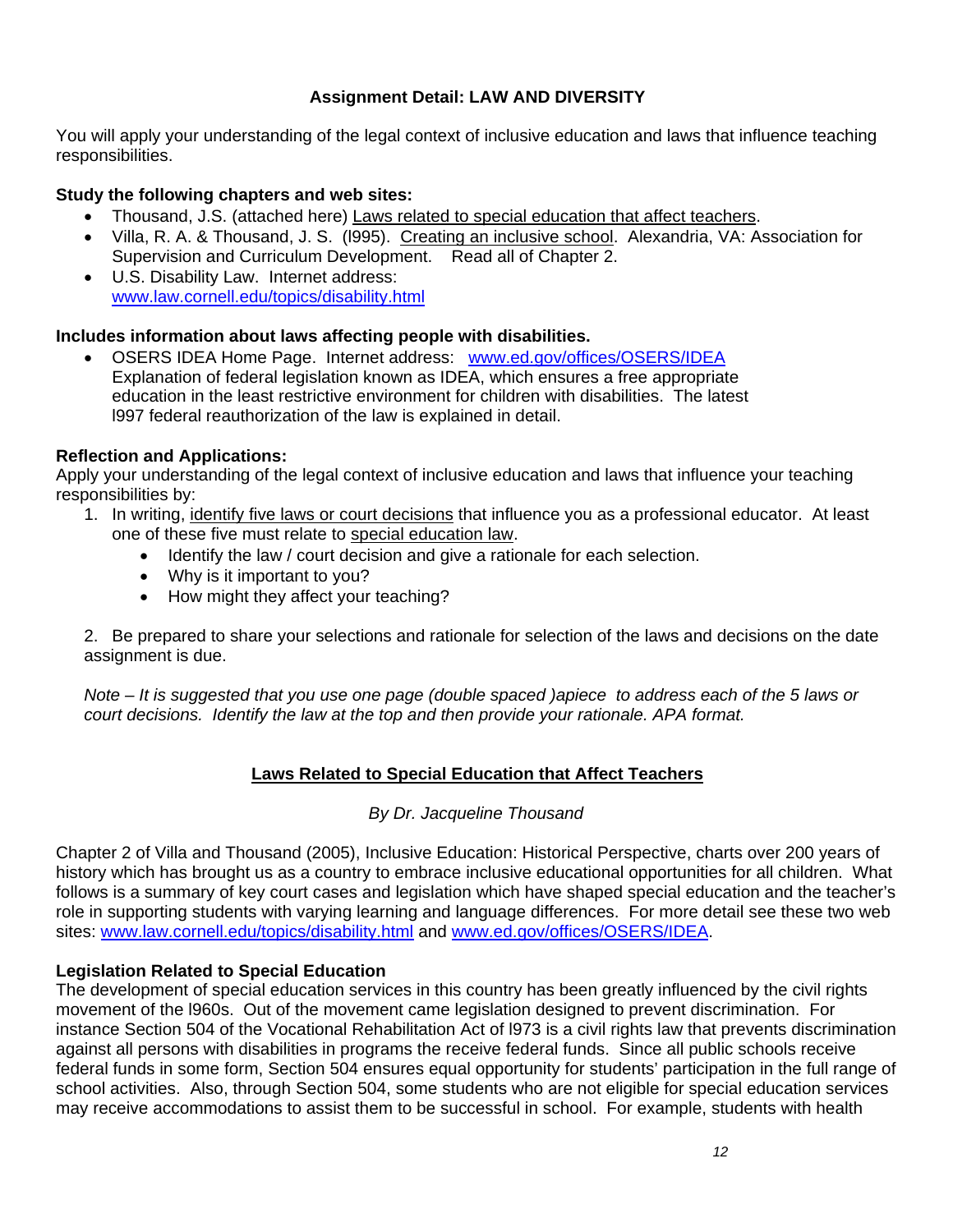### Assignment Detail: LAW AND DIVERSITY

You will apply your understanding of the legal context of inclusive education and laws that influence teaching responsibilities.

**Study the following chapters and web sites:**

- Thousand, J.S. (attached here) Laws related to special education that affect teachers.
- Villa, R. A. & Thousand, J. S. (l995). Creating an inclusive school. Alexandria, VA: Association for Supervision and Curriculum Development. Read all of Chapter 2.
- U.S. Disability Law. Internet address: www.law.cornell.edu/topics/disability.html

**Includes information about laws affecting people with disabilities.**

- OSERS IDEA Home Page. Internet address: www.ed.gov/offices/OSERS/IDEA Explanation of federal legislation known as IDEA, which ensures a free appropriate education in the least restrictive environment for children with disabilities. The latest l997 federal reauthorization of the law is explained in detail.

**Reflection and Applications:**
Apply your understanding of the legal context of inclusive education and laws that influence your teaching responsibilities by:

1. In writing, identify five laws or court decisions that influence you as a professional educator. At least one of these five must relate to special education law.
   - Identify the law / court decision and give a rationale for each selection.
   - Why is it important to you?
   - How might they affect your teaching?

2. Be prepared to share your selections and rationale for selection of the laws and decisions on the date assignment is due.

*Note – It is suggested that you use one page (double spaced )apiece to address each of the 5 laws or court decisions. Identify the law at the top and then provide your rationale. APA format.*

### Laws Related to Special Education that Affect Teachers

*By Dr. Jacqueline Thousand*

Chapter 2 of Villa and Thousand (2005), Inclusive Education: Historical Perspective, charts over 200 years of history which has brought us as a country to embrace inclusive educational opportunities for all children. What follows is a summary of key court cases and legislation which have shaped special education and the teacher's role in supporting students with varying learning and language differences. For more detail see these two web sites: www.law.cornell.edu/topics/disability.html and www.ed.gov/offices/OSERS/IDEA.

**Legislation Related to Special Education**
The development of special education services in this country has been greatly influenced by the civil rights movement of the l960s. Out of the movement came legislation designed to prevent discrimination. For instance Section 504 of the Vocational Rehabilitation Act of l973 is a civil rights law that prevents discrimination against all persons with disabilities in programs the receive federal funds. Since all public schools receive federal funds in some form, Section 504 ensures equal opportunity for students' participation in the full range of school activities. Also, through Section 504, some students who are not eligible for special education services may receive accommodations to assist them to be successful in school. For example, students with health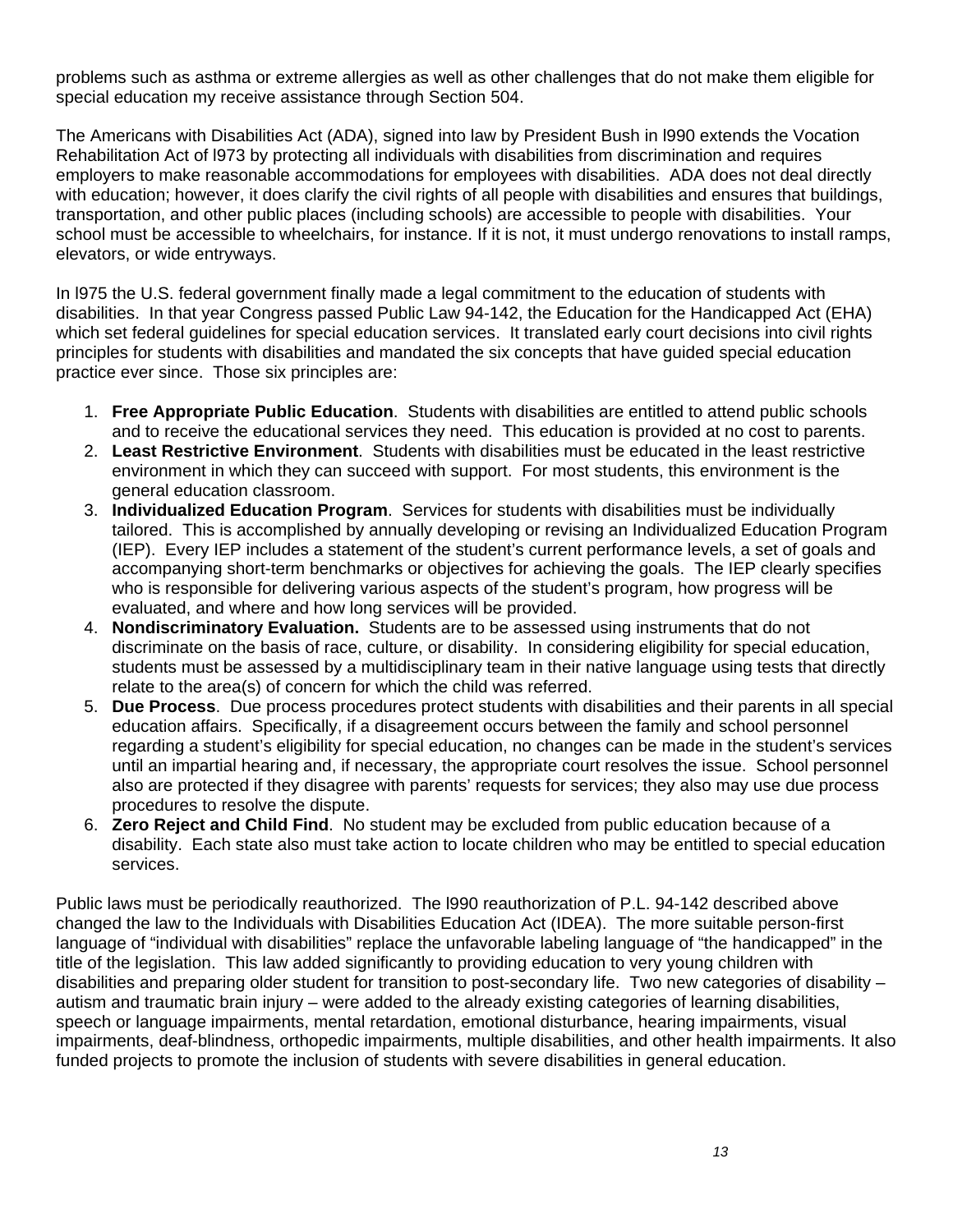problems such as asthma or extreme allergies as well as other challenges that do not make them eligible for special education my receive assistance through Section 504.

The Americans with Disabilities Act (ADA), signed into law by President Bush in l990 extends the Vocation Rehabilitation Act of l973 by protecting all individuals with disabilities from discrimination and requires employers to make reasonable accommodations for employees with disabilities. ADA does not deal directly with education; however, it does clarify the civil rights of all people with disabilities and ensures that buildings, transportation, and other public places (including schools) are accessible to people with disabilities. Your school must be accessible to wheelchairs, for instance. If it is not, it must undergo renovations to install ramps, elevators, or wide entryways.

In l975 the U.S. federal government finally made a legal commitment to the education of students with disabilities. In that year Congress passed Public Law 94-142, the Education for the Handicapped Act (EHA) which set federal guidelines for special education services. It translated early court decisions into civil rights principles for students with disabilities and mandated the six concepts that have guided special education practice ever since. Those six principles are:

1. **Free Appropriate Public Education**. Students with disabilities are entitled to attend public schools and to receive the educational services they need. This education is provided at no cost to parents.
2. **Least Restrictive Environment**. Students with disabilities must be educated in the least restrictive environment in which they can succeed with support. For most students, this environment is the general education classroom.
3. **Individualized Education Program**. Services for students with disabilities must be individually tailored. This is accomplished by annually developing or revising an Individualized Education Program (IEP). Every IEP includes a statement of the student's current performance levels, a set of goals and accompanying short-term benchmarks or objectives for achieving the goals. The IEP clearly specifies who is responsible for delivering various aspects of the student's program, how progress will be evaluated, and where and how long services will be provided.
4. **Nondiscriminatory Evaluation.** Students are to be assessed using instruments that do not discriminate on the basis of race, culture, or disability. In considering eligibility for special education, students must be assessed by a multidisciplinary team in their native language using tests that directly relate to the area(s) of concern for which the child was referred.
5. **Due Process**. Due process procedures protect students with disabilities and their parents in all special education affairs. Specifically, if a disagreement occurs between the family and school personnel regarding a student's eligibility for special education, no changes can be made in the student's services until an impartial hearing and, if necessary, the appropriate court resolves the issue. School personnel also are protected if they disagree with parents' requests for services; they also may use due process procedures to resolve the dispute.
6. **Zero Reject and Child Find**. No student may be excluded from public education because of a disability. Each state also must take action to locate children who may be entitled to special education services.

Public laws must be periodically reauthorized. The l990 reauthorization of P.L. 94-142 described above changed the law to the Individuals with Disabilities Education Act (IDEA). The more suitable person-first language of "individual with disabilities" replace the unfavorable labeling language of "the handicapped" in the title of the legislation. This law added significantly to providing education to very young children with disabilities and preparing older student for transition to post-secondary life. Two new categories of disability – autism and traumatic brain injury – were added to the already existing categories of learning disabilities, speech or language impairments, mental retardation, emotional disturbance, hearing impairments, visual impairments, deaf-blindness, orthopedic impairments, multiple disabilities, and other health impairments. It also funded projects to promote the inclusion of students with severe disabilities in general education.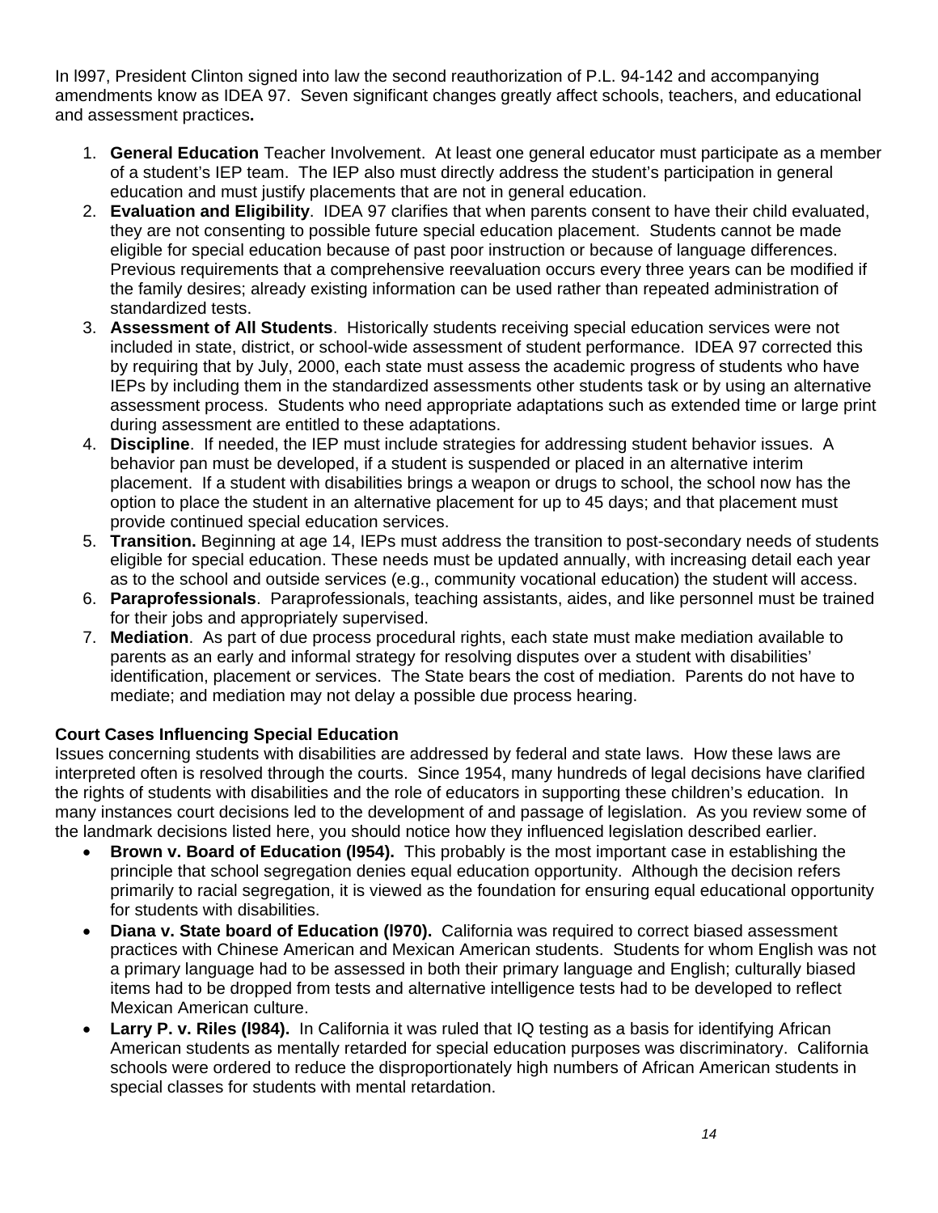In l997, President Clinton signed into law the second reauthorization of P.L. 94-142 and accompanying amendments know as IDEA 97. Seven significant changes greatly affect schools, teachers, and educational and assessment practices**.**

1. **General Education** Teacher Involvement. At least one general educator must participate as a member of a student's IEP team. The IEP also must directly address the student's participation in general education and must justify placements that are not in general education.
2. **Evaluation and Eligibility**. IDEA 97 clarifies that when parents consent to have their child evaluated, they are not consenting to possible future special education placement. Students cannot be made eligible for special education because of past poor instruction or because of language differences. Previous requirements that a comprehensive reevaluation occurs every three years can be modified if the family desires; already existing information can be used rather than repeated administration of standardized tests.
3. **Assessment of All Students**. Historically students receiving special education services were not included in state, district, or school-wide assessment of student performance. IDEA 97 corrected this by requiring that by July, 2000, each state must assess the academic progress of students who have IEPs by including them in the standardized assessments other students task or by using an alternative assessment process. Students who need appropriate adaptations such as extended time or large print during assessment are entitled to these adaptations.
4. **Discipline**. If needed, the IEP must include strategies for addressing student behavior issues. A behavior pan must be developed, if a student is suspended or placed in an alternative interim placement. If a student with disabilities brings a weapon or drugs to school, the school now has the option to place the student in an alternative placement for up to 45 days; and that placement must provide continued special education services.
5. **Transition.** Beginning at age 14, IEPs must address the transition to post-secondary needs of students eligible for special education. These needs must be updated annually, with increasing detail each year as to the school and outside services (e.g., community vocational education) the student will access.
6. **Paraprofessionals**. Paraprofessionals, teaching assistants, aides, and like personnel must be trained for their jobs and appropriately supervised.
7. **Mediation**. As part of due process procedural rights, each state must make mediation available to parents as an early and informal strategy for resolving disputes over a student with disabilities' identification, placement or services. The State bears the cost of mediation. Parents do not have to mediate; and mediation may not delay a possible due process hearing.

**Court Cases Influencing Special Education**

Issues concerning students with disabilities are addressed by federal and state laws. How these laws are interpreted often is resolved through the courts. Since 1954, many hundreds of legal decisions have clarified the rights of students with disabilities and the role of educators in supporting these children's education. In many instances court decisions led to the development of and passage of legislation. As you review some of the landmark decisions listed here, you should notice how they influenced legislation described earlier.

- **Brown v. Board of Education (l954).** This probably is the most important case in establishing the principle that school segregation denies equal education opportunity. Although the decision refers primarily to racial segregation, it is viewed as the foundation for ensuring equal educational opportunity for students with disabilities.
- **Diana v. State board of Education (l970).** California was required to correct biased assessment practices with Chinese American and Mexican American students. Students for whom English was not a primary language had to be assessed in both their primary language and English; culturally biased items had to be dropped from tests and alternative intelligence tests had to be developed to reflect Mexican American culture.
- **Larry P. v. Riles (l984).** In California it was ruled that IQ testing as a basis for identifying African American students as mentally retarded for special education purposes was discriminatory. California schools were ordered to reduce the disproportionately high numbers of African American students in special classes for students with mental retardation.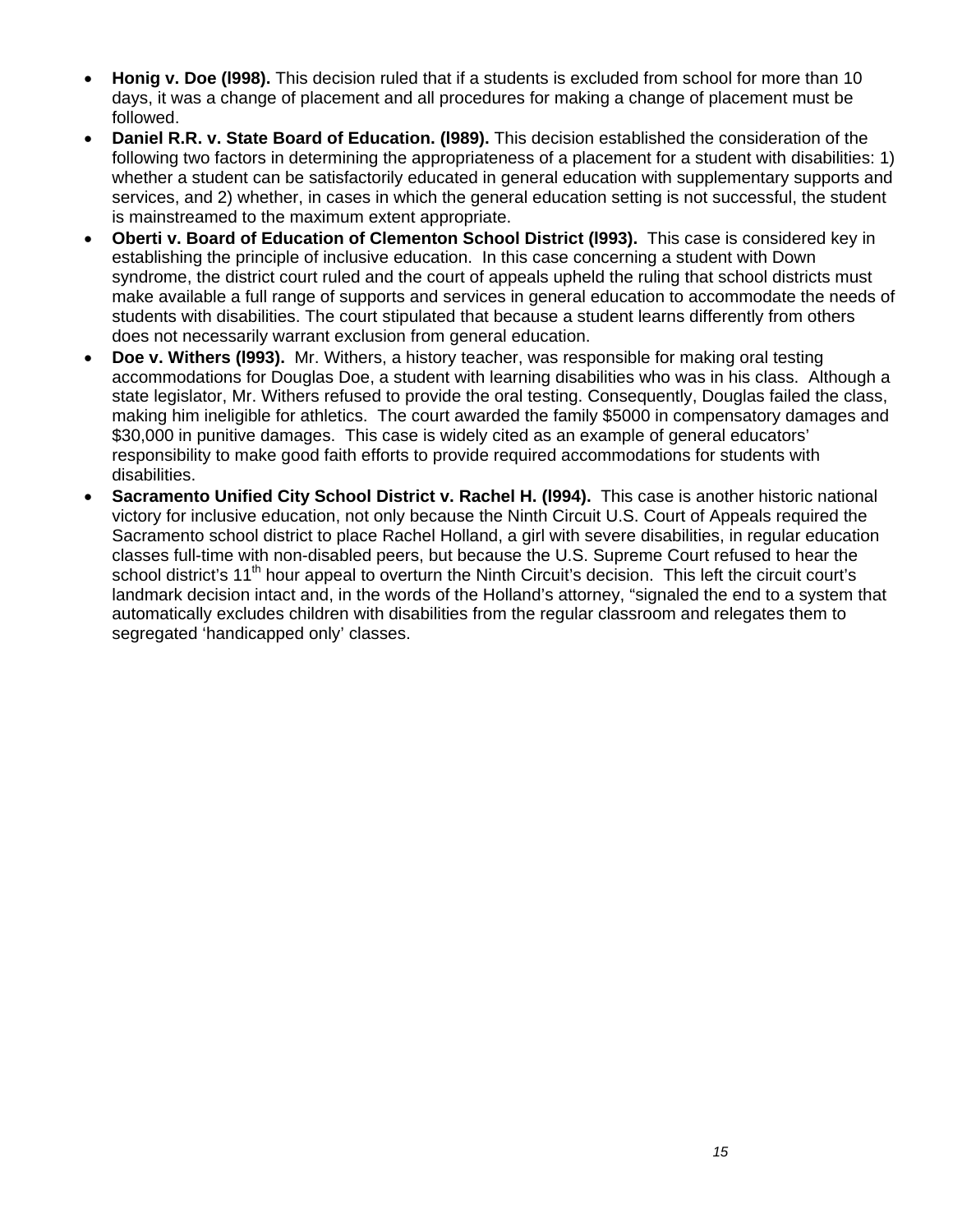- **Honig v. Doe (l998).** This decision ruled that if a students is excluded from school for more than 10 days, it was a change of placement and all procedures for making a change of placement must be followed.
- **Daniel R.R. v. State Board of Education. (l989).** This decision established the consideration of the following two factors in determining the appropriateness of a placement for a student with disabilities: 1) whether a student can be satisfactorily educated in general education with supplementary supports and services, and 2) whether, in cases in which the general education setting is not successful, the student is mainstreamed to the maximum extent appropriate.
- **Oberti v. Board of Education of Clementon School District (l993).** This case is considered key in establishing the principle of inclusive education. In this case concerning a student with Down syndrome, the district court ruled and the court of appeals upheld the ruling that school districts must make available a full range of supports and services in general education to accommodate the needs of students with disabilities. The court stipulated that because a student learns differently from others does not necessarily warrant exclusion from general education.
- **Doe v. Withers (l993).** Mr. Withers, a history teacher, was responsible for making oral testing accommodations for Douglas Doe, a student with learning disabilities who was in his class. Although a state legislator, Mr. Withers refused to provide the oral testing. Consequently, Douglas failed the class, making him ineligible for athletics. The court awarded the family $5000 in compensatory damages and $30,000 in punitive damages. This case is widely cited as an example of general educators' responsibility to make good faith efforts to provide required accommodations for students with disabilities.
- **Sacramento Unified City School District v. Rachel H. (l994).** This case is another historic national victory for inclusive education, not only because the Ninth Circuit U.S. Court of Appeals required the Sacramento school district to place Rachel Holland, a girl with severe disabilities, in regular education classes full-time with non-disabled peers, but because the U.S. Supreme Court refused to hear the school district's 11th hour appeal to overturn the Ninth Circuit's decision. This left the circuit court's landmark decision intact and, in the words of the Holland's attorney, "signaled the end to a system that automatically excludes children with disabilities from the regular classroom and relegates them to segregated 'handicapped only' classes.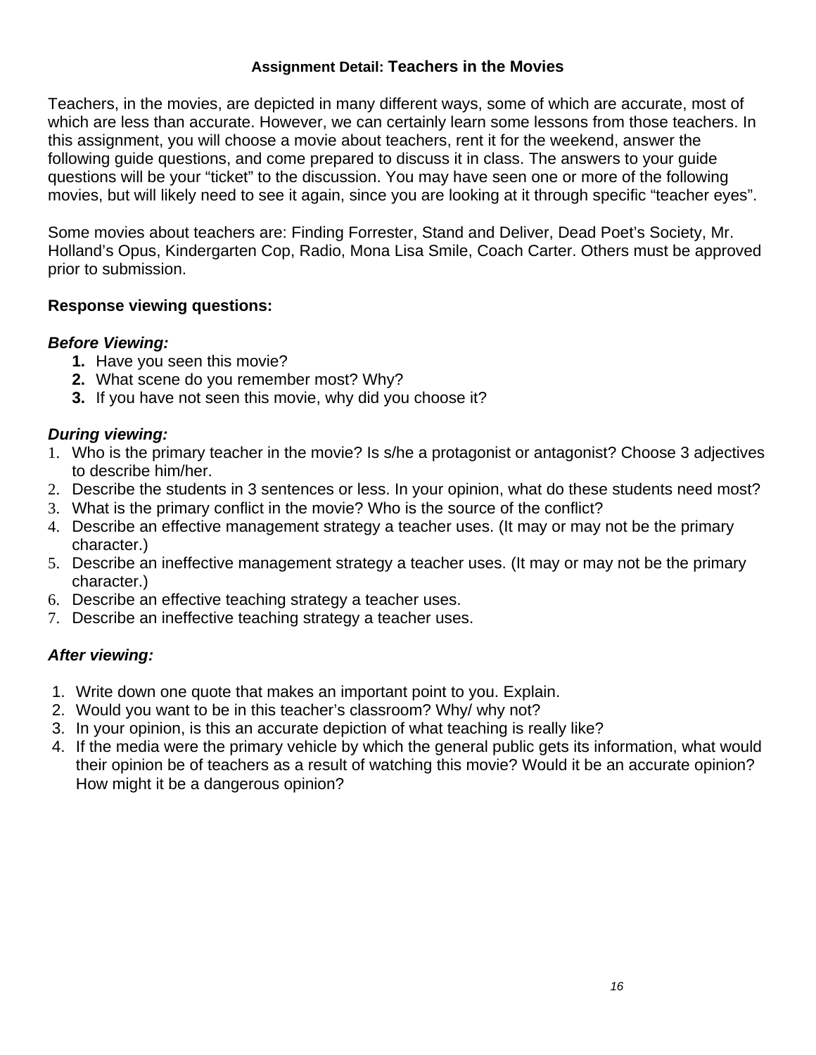### **Assignment Detail: Teachers in the Movies**

Teachers, in the movies, are depicted in many different ways, some of which are accurate, most of which are less than accurate. However, we can certainly learn some lessons from those teachers. In this assignment, you will choose a movie about teachers, rent it for the weekend, answer the following guide questions, and come prepared to discuss it in class. The answers to your guide questions will be your "ticket" to the discussion. You may have seen one or more of the following movies, but will likely need to see it again, since you are looking at it through specific "teacher eyes".

Some movies about teachers are: Finding Forrester, Stand and Deliver, Dead Poet's Society, Mr. Holland's Opus, Kindergarten Cop, Radio, Mona Lisa Smile, Coach Carter. Others must be approved prior to submission.

**Response viewing questions:**

***Before Viewing:***

1. Have you seen this movie?
2. What scene do you remember most? Why?
3. If you have not seen this movie, why did you choose it?

***During viewing:***

1. Who is the primary teacher in the movie? Is s/he a protagonist or antagonist? Choose 3 adjectives to describe him/her.
2. Describe the students in 3 sentences or less. In your opinion, what do these students need most?
3. What is the primary conflict in the movie? Who is the source of the conflict?
4. Describe an effective management strategy a teacher uses. (It may or may not be the primary character.)
5. Describe an ineffective management strategy a teacher uses. (It may or may not be the primary character.)
6. Describe an effective teaching strategy a teacher uses.
7. Describe an ineffective teaching strategy a teacher uses.

***After viewing:***

1. Write down one quote that makes an important point to you. Explain.
2. Would you want to be in this teacher's classroom? Why/ why not?
3. In your opinion, is this an accurate depiction of what teaching is really like?
4. If the media were the primary vehicle by which the general public gets its information, what would their opinion be of teachers as a result of watching this movie? Would it be an accurate opinion? How might it be a dangerous opinion?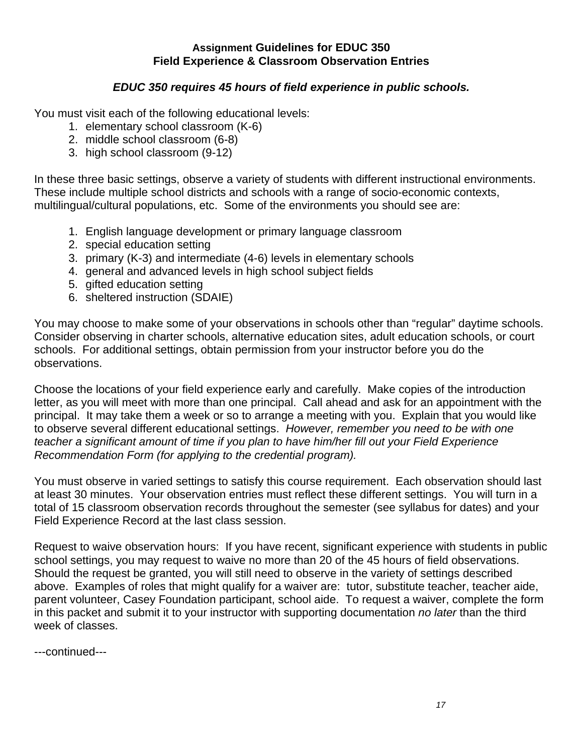## Assignment Guidelines for EDUC 350
## Field Experience & Classroom Observation Entries

***EDUC 350 requires 45 hours of field experience in public schools.***

You must visit each of the following educational levels:

1. elementary school classroom (K-6)
2. middle school classroom (6-8)
3. high school classroom (9-12)

In these three basic settings, observe a variety of students with different instructional environments. These include multiple school districts and schools with a range of socio-economic contexts, multilingual/cultural populations, etc. Some of the environments you should see are:

1. English language development or primary language classroom
2. special education setting
3. primary (K-3) and intermediate (4-6) levels in elementary schools
4. general and advanced levels in high school subject fields
5. gifted education setting
6. sheltered instruction (SDAIE)

You may choose to make some of your observations in schools other than "regular" daytime schools. Consider observing in charter schools, alternative education sites, adult education schools, or court schools. For additional settings, obtain permission from your instructor before you do the observations.

Choose the locations of your field experience early and carefully. Make copies of the introduction letter, as you will meet with more than one principal. Call ahead and ask for an appointment with the principal. It may take them a week or so to arrange a meeting with you. Explain that you would like to observe several different educational settings. *However, remember you need to be with one teacher a significant amount of time if you plan to have him/her fill out your Field Experience Recommendation Form (for applying to the credential program).*

You must observe in varied settings to satisfy this course requirement. Each observation should last at least 30 minutes. Your observation entries must reflect these different settings. You will turn in a total of 15 classroom observation records throughout the semester (see syllabus for dates) and your Field Experience Record at the last class session.

Request to waive observation hours: If you have recent, significant experience with students in public school settings, you may request to waive no more than 20 of the 45 hours of field observations. Should the request be granted, you will still need to observe in the variety of settings described above. Examples of roles that might qualify for a waiver are: tutor, substitute teacher, teacher aide, parent volunteer, Casey Foundation participant, school aide. To request a waiver, complete the form in this packet and submit it to your instructor with supporting documentation *no later* than the third week of classes.

---continued---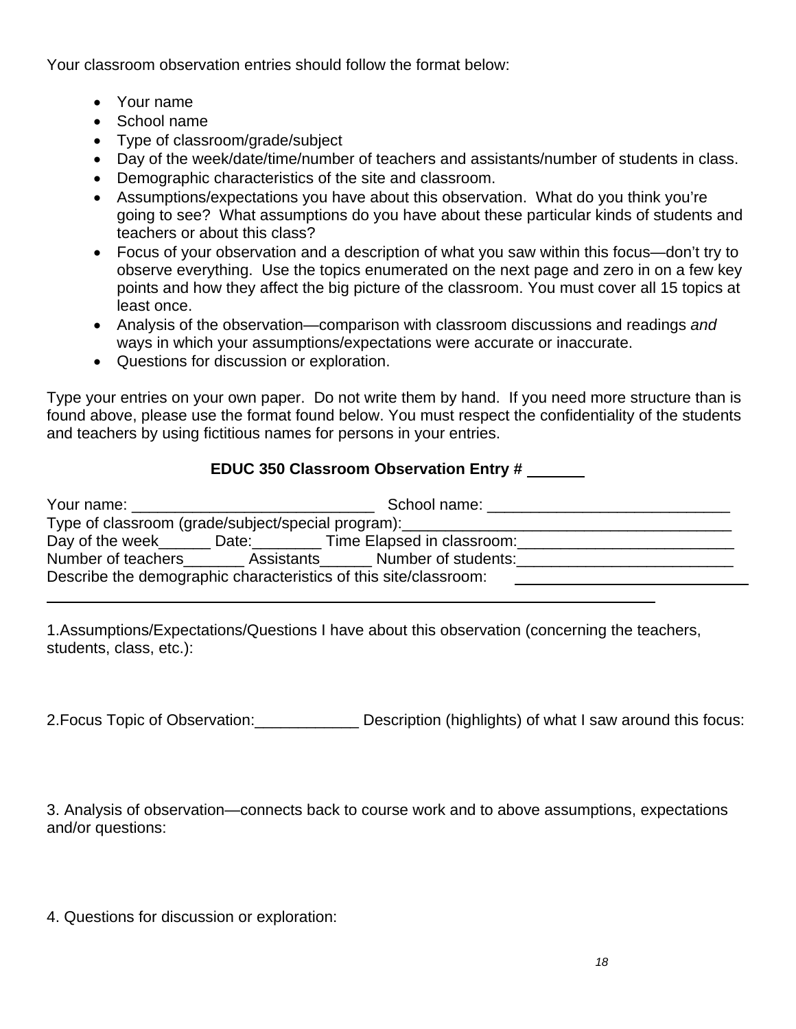Your classroom observation entries should follow the format below:

- Your name
- School name
- Type of classroom/grade/subject
- Day of the week/date/time/number of teachers and assistants/number of students in class.
- Demographic characteristics of the site and classroom.
- Assumptions/expectations you have about this observation. What do you think you're going to see? What assumptions do you have about these particular kinds of students and teachers or about this class?
- Focus of your observation and a description of what you saw within this focus—don't try to observe everything. Use the topics enumerated on the next page and zero in on a few key points and how they affect the big picture of the classroom. You must cover all 15 topics at least once.
- Analysis of the observation—comparison with classroom discussions and readings *and* ways in which your assumptions/expectations were accurate or inaccurate.
- Questions for discussion or exploration.

Type your entries on your own paper. Do not write them by hand. If you need more structure than is found above, please use the format found below. You must respect the confidentiality of the students and teachers by using fictitious names for persons in your entries.

**EDUC 350 Classroom Observation Entry # ______**

Your name: ____________________________ School name: ____________________________
Type of classroom (grade/subject/special program):_______________________________________
Day of the week______ Date:________ Time Elapsed in classroom:_________________________
Number of teachers_______ Assistants______ Number of students:_________________________
Describe the demographic characteristics of this site/classroom: ___________________________
_____________________________________________________________________________

1.Assumptions/Expectations/Questions I have about this observation (concerning the teachers, students, class, etc.):

2.Focus Topic of Observation:____________ Description (highlights) of what I saw around this focus:

3. Analysis of observation—connects back to course work and to above assumptions, expectations and/or questions:

4. Questions for discussion or exploration: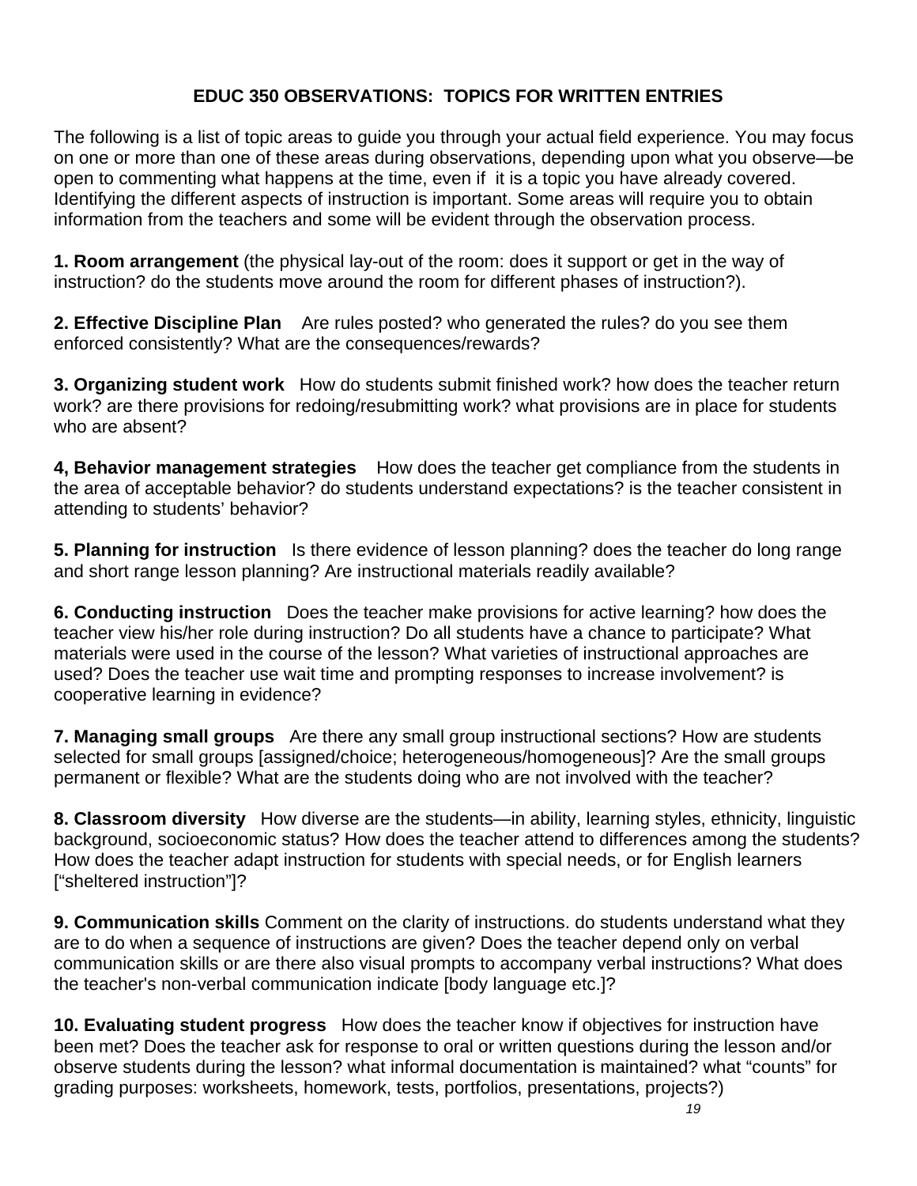## EDUC 350 OBSERVATIONS: TOPICS FOR WRITTEN ENTRIES

The following is a list of topic areas to guide you through your actual field experience. You may focus on one or more than one of these areas during observations, depending upon what you observe—be open to commenting what happens at the time, even if it is a topic you have already covered. Identifying the different aspects of instruction is important. Some areas will require you to obtain information from the teachers and some will be evident through the observation process.

**1. Room arrangement** (the physical lay-out of the room: does it support or get in the way of instruction? do the students move around the room for different phases of instruction?).

**2. Effective Discipline Plan** Are rules posted? who generated the rules? do you see them enforced consistently? What are the consequences/rewards?

**3. Organizing student work** How do students submit finished work? how does the teacher return work? are there provisions for redoing/resubmitting work? what provisions are in place for students who are absent?

**4, Behavior management strategies** How does the teacher get compliance from the students in the area of acceptable behavior? do students understand expectations? is the teacher consistent in attending to students' behavior?

**5. Planning for instruction** Is there evidence of lesson planning? does the teacher do long range and short range lesson planning? Are instructional materials readily available?

**6. Conducting instruction** Does the teacher make provisions for active learning? how does the teacher view his/her role during instruction? Do all students have a chance to participate? What materials were used in the course of the lesson? What varieties of instructional approaches are used? Does the teacher use wait time and prompting responses to increase involvement? is cooperative learning in evidence?

**7. Managing small groups** Are there any small group instructional sections? How are students selected for small groups [assigned/choice; heterogeneous/homogeneous]? Are the small groups permanent or flexible? What are the students doing who are not involved with the teacher?

**8. Classroom diversity** How diverse are the students—in ability, learning styles, ethnicity, linguistic background, socioeconomic status? How does the teacher attend to differences among the students? How does the teacher adapt instruction for students with special needs, or for English learners ["sheltered instruction"]?

**9. Communication skills** Comment on the clarity of instructions. do students understand what they are to do when a sequence of instructions are given? Does the teacher depend only on verbal communication skills or are there also visual prompts to accompany verbal instructions? What does the teacher's non-verbal communication indicate [body language etc.]?

**10. Evaluating student progress** How does the teacher know if objectives for instruction have been met? Does the teacher ask for response to oral or written questions during the lesson and/or observe students during the lesson? what informal documentation is maintained? what "counts" for grading purposes: worksheets, homework, tests, portfolios, presentations, projects?)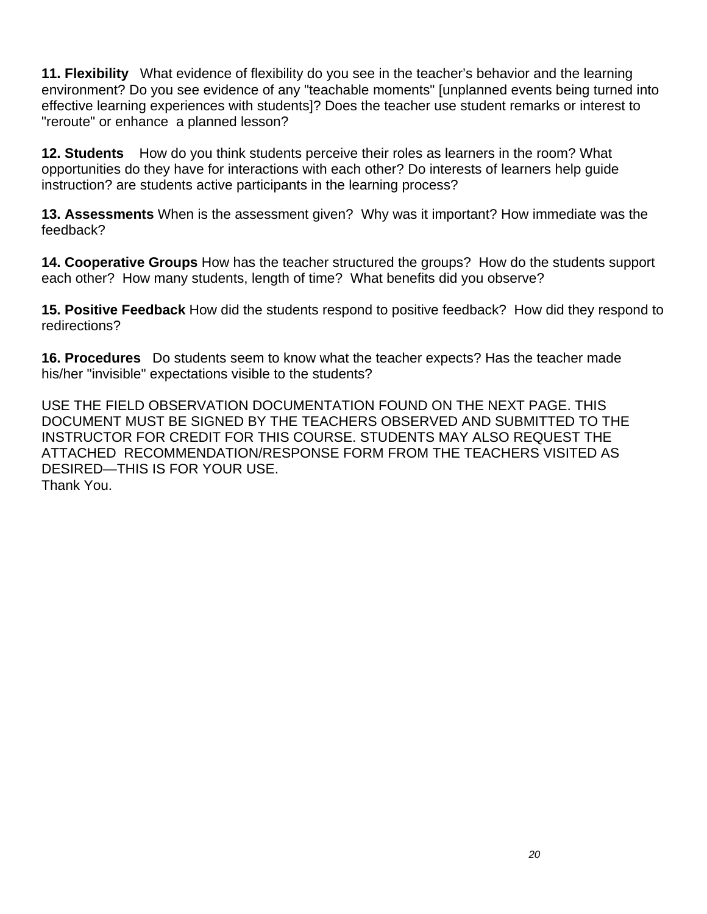**11. Flexibility** What evidence of flexibility do you see in the teacher's behavior and the learning environment? Do you see evidence of any "teachable moments" [unplanned events being turned into effective learning experiences with students]? Does the teacher use student remarks or interest to "reroute" or enhance a planned lesson?

**12. Students** How do you think students perceive their roles as learners in the room? What opportunities do they have for interactions with each other? Do interests of learners help guide instruction? are students active participants in the learning process?

**13. Assessments** When is the assessment given? Why was it important? How immediate was the feedback?

**14. Cooperative Groups** How has the teacher structured the groups? How do the students support each other? How many students, length of time? What benefits did you observe?

**15. Positive Feedback** How did the students respond to positive feedback? How did they respond to redirections?

**16. Procedures** Do students seem to know what the teacher expects? Has the teacher made his/her "invisible" expectations visible to the students?

USE THE FIELD OBSERVATION DOCUMENTATION FOUND ON THE NEXT PAGE. THIS DOCUMENT MUST BE SIGNED BY THE TEACHERS OBSERVED AND SUBMITTED TO THE INSTRUCTOR FOR CREDIT FOR THIS COURSE. STUDENTS MAY ALSO REQUEST THE ATTACHED RECOMMENDATION/RESPONSE FORM FROM THE TEACHERS VISITED AS DESIRED—THIS IS FOR YOUR USE.
Thank You.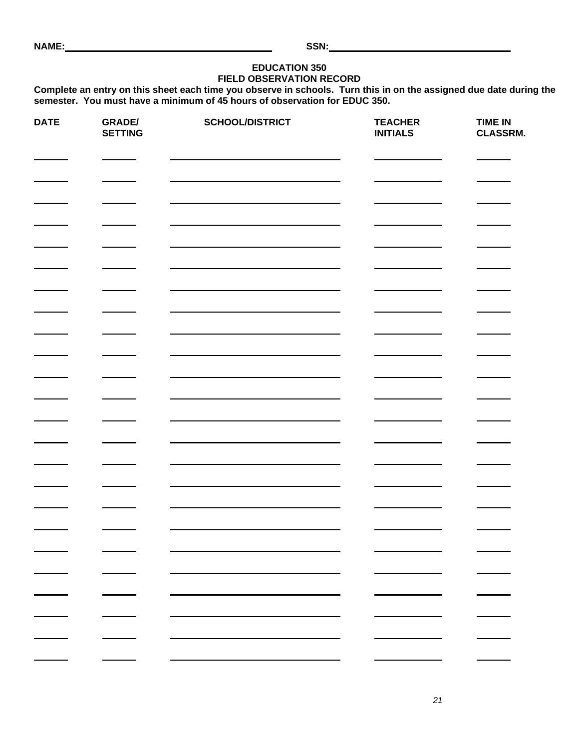**NAME:** ____________________ **SSN:** ____________________

## EDUCATION 350
## FIELD OBSERVATION RECORD

**Complete an entry on this sheet each time you observe in schools. Turn this in on the assigned due date during the semester. You must have a minimum of 45 hours of observation for EDUC 350.**

| DATE | GRADE/ SETTING | SCHOOL/DISTRICT | TEACHER INITIALS | TIME IN CLASSRM. |
|---|---|---|---|---|
| | | | | |
| | | | | |
| | | | | |
| | | | | |
| | | | | |
| | | | | |
| | | | | |
| | | | | |
| | | | | |
| | | | | |
| | | | | |
| | | | | |
| | | | | |
| | | | | |
| | | | | |
| | | | | |
| | | | | |
| | | | | |
| | | | | |
| | | | | |
| | | | | |
| | | | | |
| | | | | |
| | | | | |
| | | | | |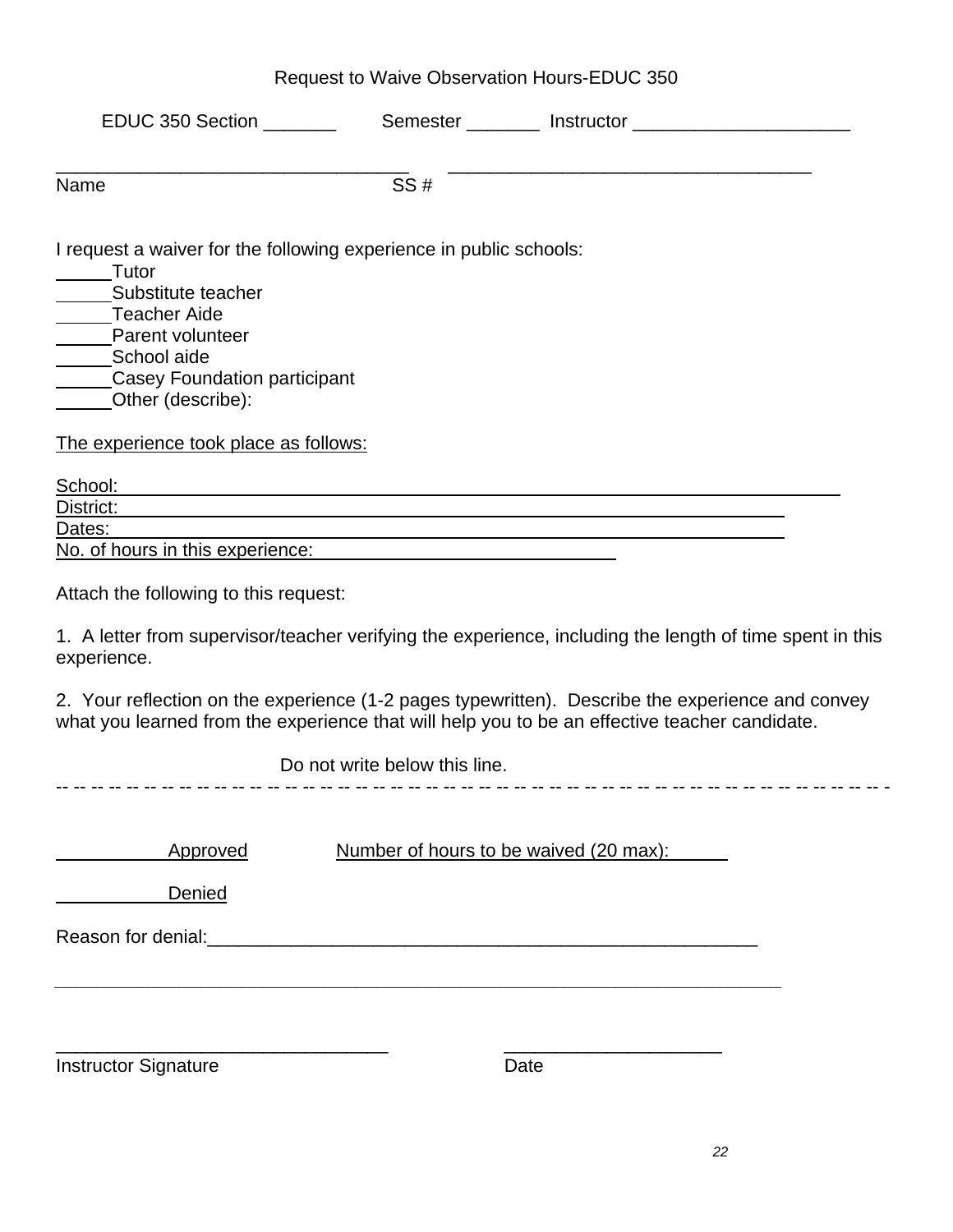# Request to Waive Observation Hours-EDUC 350

EDUC 350 Section _______ Semester _______ Instructor _____________________

__________________________________ __________________________________

Name SS #

I request a waiver for the following experience in public schools:

_____Tutor
_____Substitute teacher
_____Teacher Aide
_____Parent volunteer
_____School aide
_____Casey Foundation participant
_____Other (describe):

The experience took place as follows:

School: ________________________________________________________________
District: ______________________________________________________________
Dates: ________________________________________________________________
No. of hours in this experience: ___________________________

Attach the following to this request:

1. A letter from supervisor/teacher verifying the experience, including the length of time spent in this experience.

2. Your reflection on the experience (1-2 pages typewritten). Describe the experience and convey what you learned from the experience that will help you to be an effective teacher candidate.

Do not write below this line.

-- -- -- -- -- -- -- -- -- -- -- -- -- -- -- -- -- -- -- -- -- -- -- -- -- -- -- -- -- -- -- -- -- -- -- -- -- -- -- -- -- -- -- -- -- -- -- -- -- -- -

__________Approved Number of hours to be waived (20 max): _____

__________Denied

Reason for denial:________________________________________________________

____________________________________________________________________________

________________________________ ______________________

Instructor Signature Date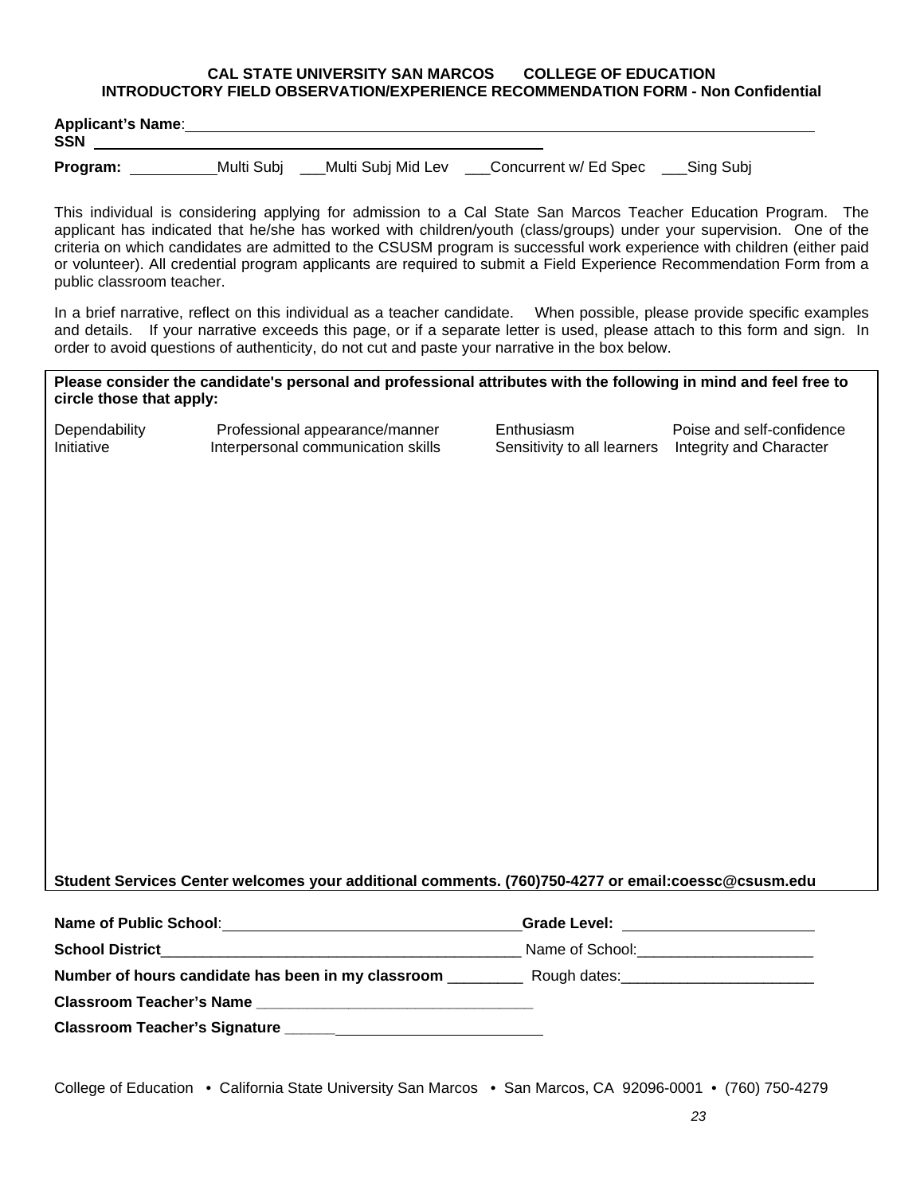**CAL STATE UNIVERSITY SAN MARCOS COLLEGE OF EDUCATION**

**INTRODUCTORY FIELD OBSERVATION/EXPERIENCE RECOMMENDATION FORM - Non Confidential**

**Applicant's Name**:______________________________________________

**SSN** ______________________________________

**Program:** __________Multi Subj ___Multi Subj Mid Lev ___Concurrent w/ Ed Spec ___Sing Subj

This individual is considering applying for admission to a Cal State San Marcos Teacher Education Program. The applicant has indicated that he/she has worked with children/youth (class/groups) under your supervision. One of the criteria on which candidates are admitted to the CSUSM program is successful work experience with children (either paid or volunteer). All credential program applicants are required to submit a Field Experience Recommendation Form from a public classroom teacher.

In a brief narrative, reflect on this individual as a teacher candidate. When possible, please provide specific examples and details. If your narrative exceeds this page, or if a separate letter is used, please attach to this form and sign. In order to avoid questions of authenticity, do not cut and paste your narrative in the box below.

**Please consider the candidate's personal and professional attributes with the following in mind and feel free to circle those that apply:**

| | | | |
|---|---|---|---|
| Dependability | Professional appearance/manner | Enthusiasm | Poise and self-confidence |
| Initiative | Interpersonal communication skills | Sensitivity to all learners | Integrity and Character |

**Student Services Center welcomes your additional comments. (760)750-4277 or email:coessc@csusm.edu**

**Name of Public School**:______________________________ **Grade Level:** ____________________

**School District**________________________________________ Name of School:____________________

**Number of hours candidate has been in my classroom** _________ Rough dates:______________________

**Classroom Teacher's Name** ________________________________

**Classroom Teacher's Signature** ______________________________

College of Education • California State University San Marcos • San Marcos, CA 92096-0001 • (760) 750-4279